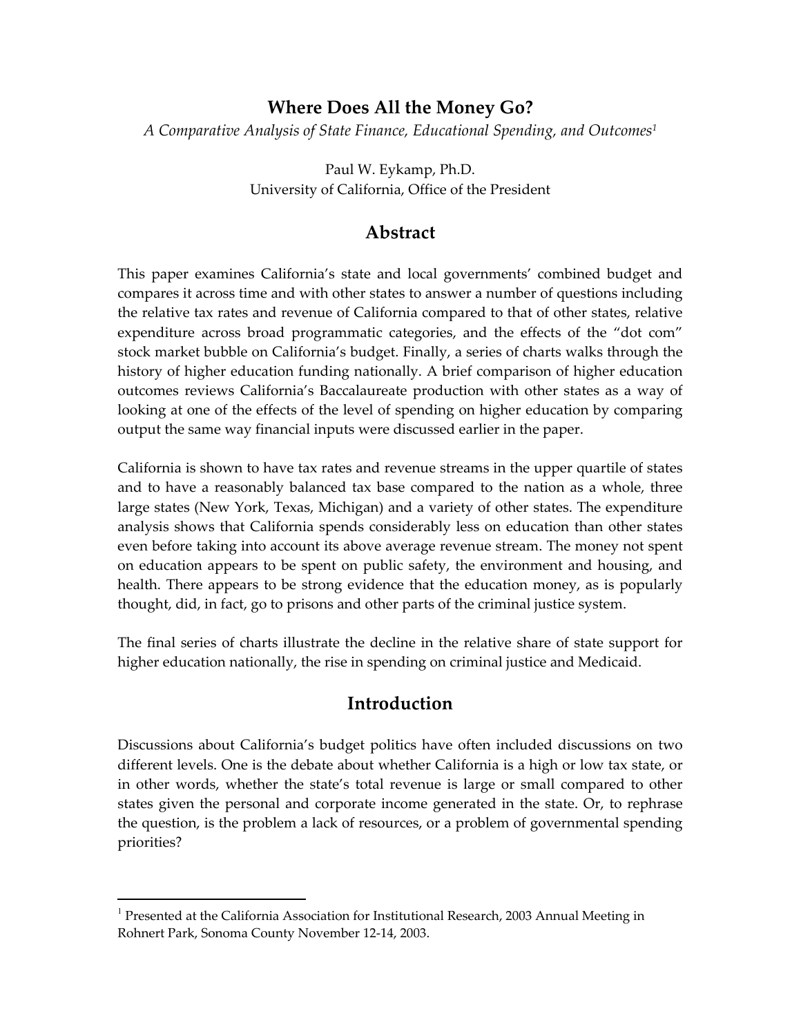# Where Does All the Money Go?

*A Comparative Analysis of State Finance, Educational Spending, and Outcomes*[1]

Paul W. Eykamp, Ph.D.
University of California, Office of the President

## Abstract

This paper examines California's state and local governments' combined budget and compares it across time and with other states to answer a number of questions including the relative tax rates and revenue of California compared to that of other states, relative expenditure across broad programmatic categories, and the effects of the "dot com" stock market bubble on California's budget. Finally, a series of charts walks through the history of higher education funding nationally. A brief comparison of higher education outcomes reviews California's Baccalaureate production with other states as a way of looking at one of the effects of the level of spending on higher education by comparing output the same way financial inputs were discussed earlier in the paper.

California is shown to have tax rates and revenue streams in the upper quartile of states and to have a reasonably balanced tax base compared to the nation as a whole, three large states (New York, Texas, Michigan) and a variety of other states. The expenditure analysis shows that California spends considerably less on education than other states even before taking into account its above average revenue stream. The money not spent on education appears to be spent on public safety, the environment and housing, and health. There appears to be strong evidence that the education money, as is popularly thought, did, in fact, go to prisons and other parts of the criminal justice system.

The final series of charts illustrate the decline in the relative share of state support for higher education nationally, the rise in spending on criminal justice and Medicaid.

## Introduction

Discussions about California's budget politics have often included discussions on two different levels. One is the debate about whether California is a high or low tax state, or in other words, whether the state's total revenue is large or small compared to other states given the personal and corporate income generated in the state. Or, to rephrase the question, is the problem a lack of resources, or a problem of governmental spending priorities?

---

[1] Presented at the California Association for Institutional Research, 2003 Annual Meeting in Rohnert Park, Sonoma County November 12-14, 2003.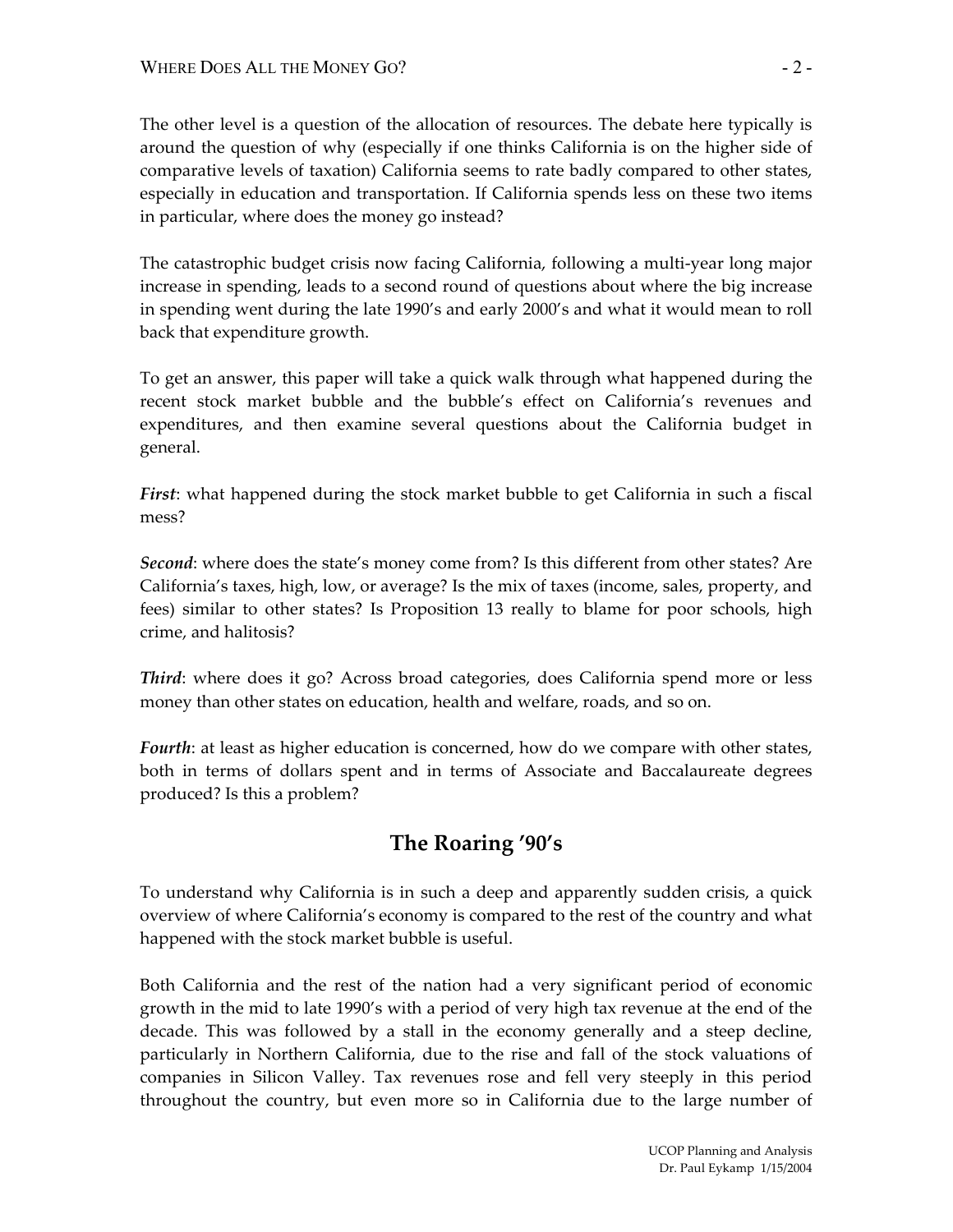The other level is a question of the allocation of resources. The debate here typically is around the question of why (especially if one thinks California is on the higher side of comparative levels of taxation) California seems to rate badly compared to other states, especially in education and transportation. If California spends less on these two items in particular, where does the money go instead?

The catastrophic budget crisis now facing California, following a multi-year long major increase in spending, leads to a second round of questions about where the big increase in spending went during the late 1990's and early 2000's and what it would mean to roll back that expenditure growth.

To get an answer, this paper will take a quick walk through what happened during the recent stock market bubble and the bubble's effect on California's revenues and expenditures, and then examine several questions about the California budget in general.

***First***: what happened during the stock market bubble to get California in such a fiscal mess?

***Second***: where does the state's money come from? Is this different from other states? Are California's taxes, high, low, or average? Is the mix of taxes (income, sales, property, and fees) similar to other states? Is Proposition 13 really to blame for poor schools, high crime, and halitosis?

***Third***: where does it go? Across broad categories, does California spend more or less money than other states on education, health and welfare, roads, and so on.

***Fourth***: at least as higher education is concerned, how do we compare with other states, both in terms of dollars spent and in terms of Associate and Baccalaureate degrees produced? Is this a problem?

## The Roaring '90's

To understand why California is in such a deep and apparently sudden crisis, a quick overview of where California's economy is compared to the rest of the country and what happened with the stock market bubble is useful.

Both California and the rest of the nation had a very significant period of economic growth in the mid to late 1990's with a period of very high tax revenue at the end of the decade. This was followed by a stall in the economy generally and a steep decline, particularly in Northern California, due to the rise and fall of the stock valuations of companies in Silicon Valley. Tax revenues rose and fell very steeply in this period throughout the country, but even more so in California due to the large number of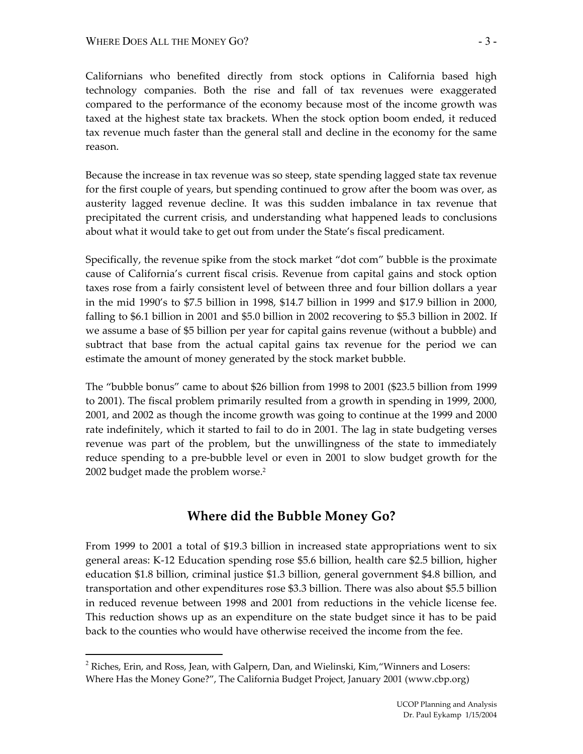Californians who benefited directly from stock options in California based high technology companies. Both the rise and fall of tax revenues were exaggerated compared to the performance of the economy because most of the income growth was taxed at the highest state tax brackets. When the stock option boom ended, it reduced tax revenue much faster than the general stall and decline in the economy for the same reason.

Because the increase in tax revenue was so steep, state spending lagged state tax revenue for the first couple of years, but spending continued to grow after the boom was over, as austerity lagged revenue decline. It was this sudden imbalance in tax revenue that precipitated the current crisis, and understanding what happened leads to conclusions about what it would take to get out from under the State's fiscal predicament.

Specifically, the revenue spike from the stock market "dot com" bubble is the proximate cause of California's current fiscal crisis. Revenue from capital gains and stock option taxes rose from a fairly consistent level of between three and four billion dollars a year in the mid 1990's to $7.5 billion in 1998, $14.7 billion in 1999 and $17.9 billion in 2000, falling to $6.1 billion in 2001 and $5.0 billion in 2002 recovering to $5.3 billion in 2002. If we assume a base of $5 billion per year for capital gains revenue (without a bubble) and subtract that base from the actual capital gains tax revenue for the period we can estimate the amount of money generated by the stock market bubble.

The "bubble bonus" came to about $26 billion from 1998 to 2001 ($23.5 billion from 1999 to 2001). The fiscal problem primarily resulted from a growth in spending in 1999, 2000, 2001, and 2002 as though the income growth was going to continue at the 1999 and 2000 rate indefinitely, which it started to fail to do in 2001. The lag in state budgeting verses revenue was part of the problem, but the unwillingness of the state to immediately reduce spending to a pre-bubble level or even in 2001 to slow budget growth for the 2002 budget made the problem worse.[2]

## Where did the Bubble Money Go?

From 1999 to 2001 a total of $19.3 billion in increased state appropriations went to six general areas: K-12 Education spending rose $5.6 billion, health care $2.5 billion, higher education $1.8 billion, criminal justice $1.3 billion, general government $4.8 billion, and transportation and other expenditures rose $3.3 billion. There was also about $5.5 billion in reduced revenue between 1998 and 2001 from reductions in the vehicle license fee. This reduction shows up as an expenditure on the state budget since it has to be paid back to the counties who would have otherwise received the income from the fee.

---

[2] Riches, Erin, and Ross, Jean, with Galpern, Dan, and Wielinski, Kim,"Winners and Losers: Where Has the Money Gone?", The California Budget Project, January 2001 (www.cbp.org)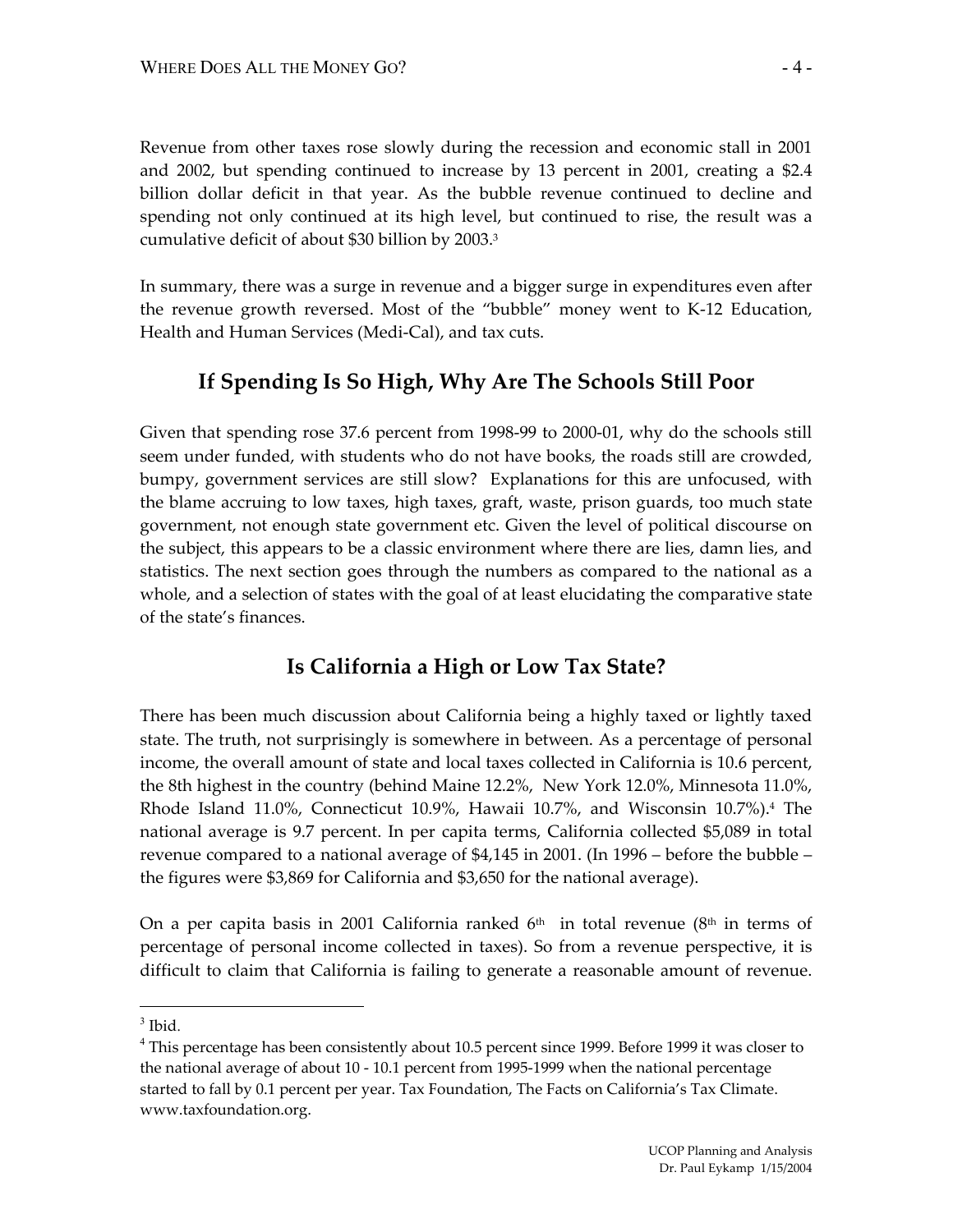Revenue from other taxes rose slowly during the recession and economic stall in 2001 and 2002, but spending continued to increase by 13 percent in 2001, creating a $2.4 billion dollar deficit in that year. As the bubble revenue continued to decline and spending not only continued at its high level, but continued to rise, the result was a cumulative deficit of about $30 billion by 2003.[3]

In summary, there was a surge in revenue and a bigger surge in expenditures even after the revenue growth reversed. Most of the "bubble" money went to K-12 Education, Health and Human Services (Medi-Cal), and tax cuts.

## If Spending Is So High, Why Are The Schools Still Poor

Given that spending rose 37.6 percent from 1998-99 to 2000-01, why do the schools still seem under funded, with students who do not have books, the roads still are crowded, bumpy, government services are still slow? Explanations for this are unfocused, with the blame accruing to low taxes, high taxes, graft, waste, prison guards, too much state government, not enough state government etc. Given the level of political discourse on the subject, this appears to be a classic environment where there are lies, damn lies, and statistics. The next section goes through the numbers as compared to the national as a whole, and a selection of states with the goal of at least elucidating the comparative state of the state's finances.

## Is California a High or Low Tax State?

There has been much discussion about California being a highly taxed or lightly taxed state. The truth, not surprisingly is somewhere in between. As a percentage of personal income, the overall amount of state and local taxes collected in California is 10.6 percent, the 8th highest in the country (behind Maine 12.2%, New York 12.0%, Minnesota 11.0%, Rhode Island 11.0%, Connecticut 10.9%, Hawaii 10.7%, and Wisconsin 10.7%).[4] The national average is 9.7 percent. In per capita terms, California collected $5,089 in total revenue compared to a national average of $4,145 in 2001. (In 1996 – before the bubble – the figures were $3,869 for California and $3,650 for the national average).

On a per capita basis in 2001 California ranked 6th in total revenue (8th in terms of percentage of personal income collected in taxes). So from a revenue perspective, it is difficult to claim that California is failing to generate a reasonable amount of revenue.

---

[3] Ibid.

[4] This percentage has been consistently about 10.5 percent since 1999. Before 1999 it was closer to the national average of about 10 - 10.1 percent from 1995-1999 when the national percentage started to fall by 0.1 percent per year. Tax Foundation, The Facts on California's Tax Climate. www.taxfoundation.org.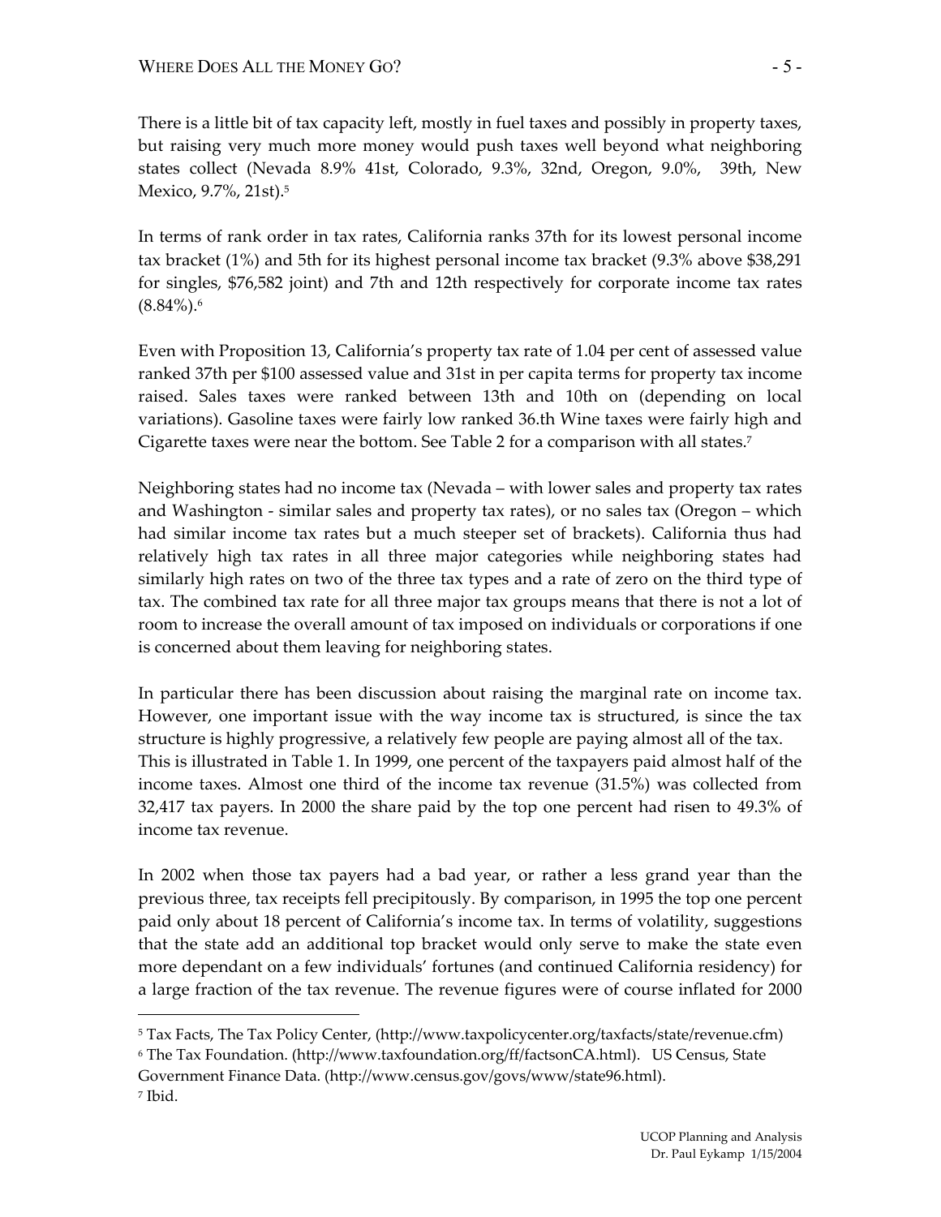There is a little bit of tax capacity left, mostly in fuel taxes and possibly in property taxes, but raising very much more money would push taxes well beyond what neighboring states collect (Nevada 8.9% 41st, Colorado, 9.3%, 32nd, Oregon, 9.0%, 39th, New Mexico, 9.7%, 21st).[5]

In terms of rank order in tax rates, California ranks 37th for its lowest personal income tax bracket (1%) and 5th for its highest personal income tax bracket (9.3% above $38,291 for singles, $76,582 joint) and 7th and 12th respectively for corporate income tax rates (8.84%).[6]

Even with Proposition 13, California's property tax rate of 1.04 per cent of assessed value ranked 37th per $100 assessed value and 31st in per capita terms for property tax income raised. Sales taxes were ranked between 13th and 10th on (depending on local variations). Gasoline taxes were fairly low ranked 36.th Wine taxes were fairly high and Cigarette taxes were near the bottom. See Table 2 for a comparison with all states.[7]

Neighboring states had no income tax (Nevada – with lower sales and property tax rates and Washington - similar sales and property tax rates), or no sales tax (Oregon – which had similar income tax rates but a much steeper set of brackets). California thus had relatively high tax rates in all three major categories while neighboring states had similarly high rates on two of the three tax types and a rate of zero on the third type of tax. The combined tax rate for all three major tax groups means that there is not a lot of room to increase the overall amount of tax imposed on individuals or corporations if one is concerned about them leaving for neighboring states.

In particular there has been discussion about raising the marginal rate on income tax. However, one important issue with the way income tax is structured, is since the tax structure is highly progressive, a relatively few people are paying almost all of the tax. This is illustrated in Table 1. In 1999, one percent of the taxpayers paid almost half of the income taxes. Almost one third of the income tax revenue (31.5%) was collected from 32,417 tax payers. In 2000 the share paid by the top one percent had risen to 49.3% of income tax revenue.

In 2002 when those tax payers had a bad year, or rather a less grand year than the previous three, tax receipts fell precipitously. By comparison, in 1995 the top one percent paid only about 18 percent of California's income tax. In terms of volatility, suggestions that the state add an additional top bracket would only serve to make the state even more dependant on a few individuals' fortunes (and continued California residency) for a large fraction of the tax revenue. The revenue figures were of course inflated for 2000

---

[5] Tax Facts, The Tax Policy Center, (http://www.taxpolicycenter.org/taxfacts/state/revenue.cfm)

[6] The Tax Foundation. (http://www.taxfoundation.org/ff/factsonCA.html). US Census, State Government Finance Data. (http://www.census.gov/govs/www/state96.html).

[7] Ibid.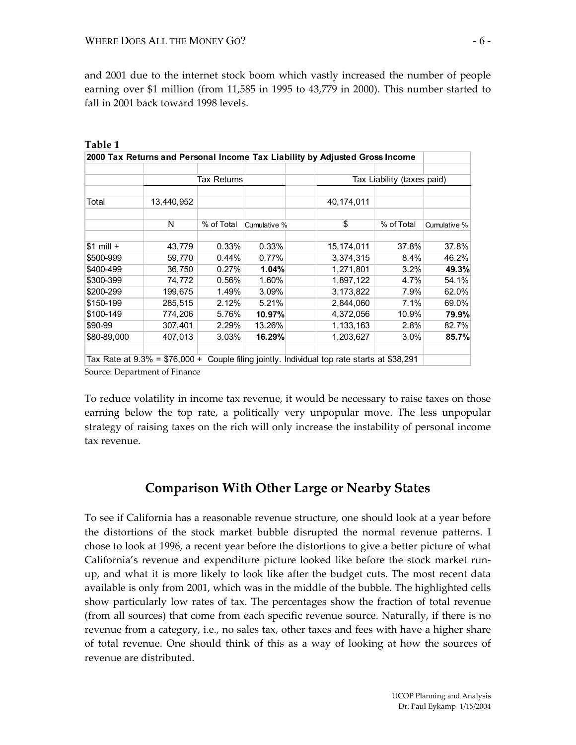and 2001 due to the internet stock boom which vastly increased the number of people earning over $1 million (from 11,585 in 1995 to 43,779 in 2000). This number started to fall in 2001 back toward 1998 levels.

**Table 1**

| 2000 Tax Returns and Personal Income Tax Liability by Adjusted Gross Income | | | | | | | |
|---|---|---|---|---|---|---|---|
| | Tax Returns | | | | Tax Liability (taxes paid) | | |
| Total | 13,440,952 | | | | 40,174,011 | | |
| | N | % of Total | Cumulative % | | $ | % of Total | Cumulative % |
| $1 mill + | 43,779 | 0.33% | 0.33% | | 15,174,011 | 37.8% | 37.8% |
| $500-999 | 59,770 | 0.44% | 0.77% | | 3,374,315 | 8.4% | 46.2% |
| $400-499 | 36,750 | 0.27% | **1.04%** | | 1,271,801 | 3.2% | **49.3%** |
| $300-399 | 74,772 | 0.56% | 1.60% | | 1,897,122 | 4.7% | 54.1% |
| $200-299 | 199,675 | 1.49% | 3.09% | | 3,173,822 | 7.9% | 62.0% |
| $150-199 | 285,515 | 2.12% | 5.21% | | 2,844,060 | 7.1% | 69.0% |
| $100-149 | 774,206 | 5.76% | **10.97%** | | 4,372,056 | 10.9% | **79.9%** |
| $90-99 | 307,401 | 2.29% | 13.26% | | 1,133,163 | 2.8% | 82.7% |
| $80-89,000 | 407,013 | 3.03% | **16.29%** | | 1,203,627 | 3.0% | **85.7%** |
| Tax Rate at 9.3% = $76,000 + Couple filing jointly. Individual top rate starts at $38,291 | | | | | | | |

Source: Department of Finance

To reduce volatility in income tax revenue, it would be necessary to raise taxes on those earning below the top rate, a politically very unpopular move. The less unpopular strategy of raising taxes on the rich will only increase the instability of personal income tax revenue.

## Comparison With Other Large or Nearby States

To see if California has a reasonable revenue structure, one should look at a year before the distortions of the stock market bubble disrupted the normal revenue patterns. I chose to look at 1996, a recent year before the distortions to give a better picture of what California's revenue and expenditure picture looked like before the stock market run-up, and what it is more likely to look like after the budget cuts. The most recent data available is only from 2001, which was in the middle of the bubble. The highlighted cells show particularly low rates of tax. The percentages show the fraction of total revenue (from all sources) that come from each specific revenue source. Naturally, if there is no revenue from a category, i.e., no sales tax, other taxes and fees with have a higher share of total revenue. One should think of this as a way of looking at how the sources of revenue are distributed.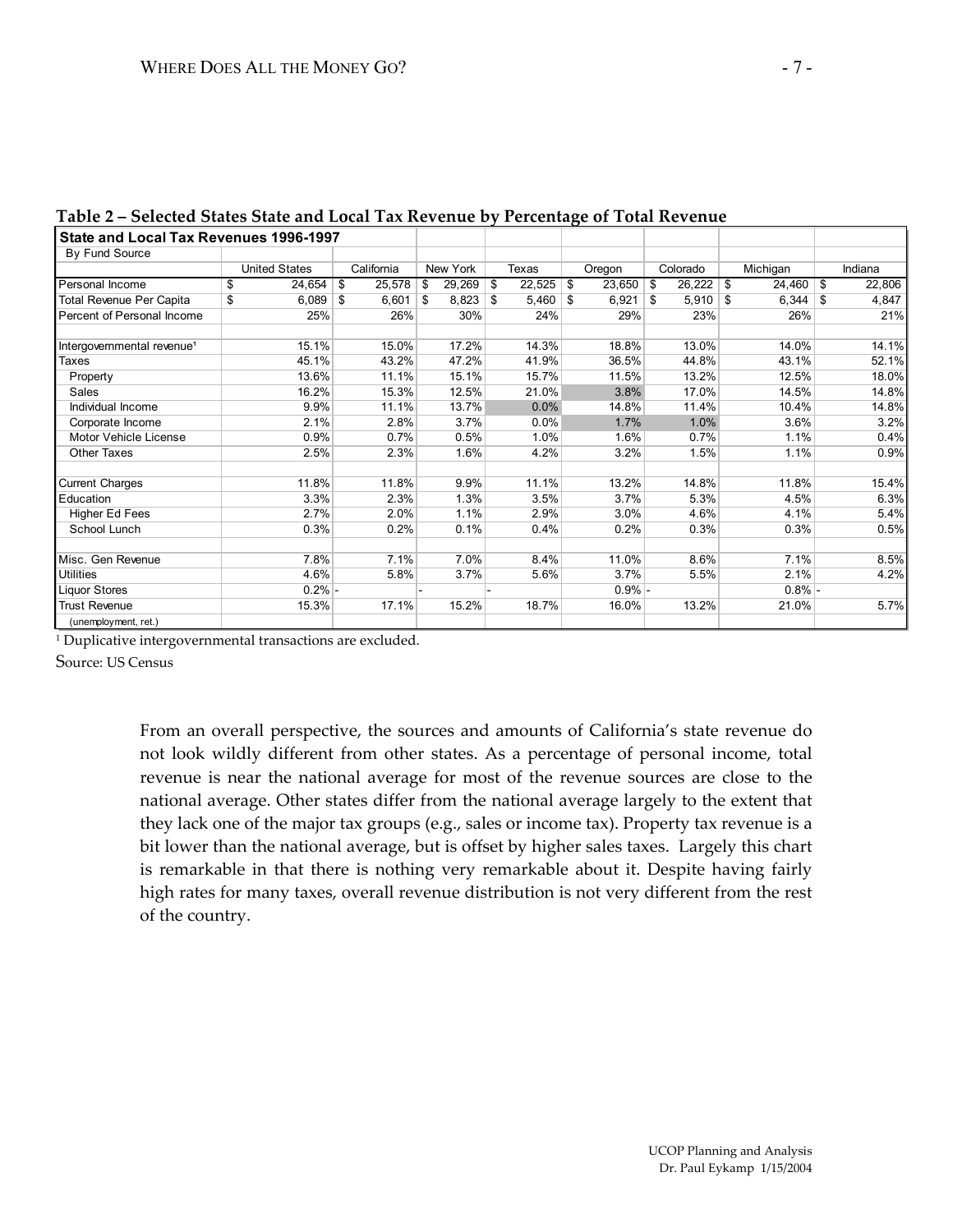**Table 2 – Selected States State and Local Tax Revenue by Percentage of Total Revenue**

| State and Local Tax Revenues 1996-1997 | | | | | | | | |
|---|---|---|---|---|---|---|---|---|
| By Fund Source | | | | | | | | |
| | United States | California | New York | Texas | Oregon | Colorado | Michigan | Indiana |
| Personal Income | $ 24,654 | $ 25,578 | $ 29,269 | $ 22,525 | $ 23,650 | $ 26,222 | $ 24,460 | $ 22,806 |
| Total Revenue Per Capita | $ 6,089 | $ 6,601 | $ 8,823 | $ 5,460 | $ 6,921 | $ 5,910 | $ 6,344 | $ 4,847 |
| Percent of Personal Income | 25% | 26% | 30% | 24% | 29% | 23% | 26% | 21% |
| | | | | | | | | |
| Intergovernmental revenue[1] | 15.1% | 15.0% | 17.2% | 14.3% | 18.8% | 13.0% | 14.0% | 14.1% |
| Taxes | 45.1% | 43.2% | 47.2% | 41.9% | 36.5% | 44.8% | 43.1% | 52.1% |
| Property | 13.6% | 11.1% | 15.1% | 15.7% | 11.5% | 13.2% | 12.5% | 18.0% |
| Sales | 16.2% | 15.3% | 12.5% | 21.0% | 3.8% | 17.0% | 14.5% | 14.8% |
| Individual Income | 9.9% | 11.1% | 13.7% | 0.0% | 14.8% | 11.4% | 10.4% | 14.8% |
| Corporate Income | 2.1% | 2.8% | 3.7% | 0.0% | 1.7% | 1.0% | 3.6% | 3.2% |
| Motor Vehicle License | 0.9% | 0.7% | 0.5% | 1.0% | 1.6% | 0.7% | 1.1% | 0.4% |
| Other Taxes | 2.5% | 2.3% | 1.6% | 4.2% | 3.2% | 1.5% | 1.1% | 0.9% |
| | | | | | | | | |
| Current Charges | 11.8% | 11.8% | 9.9% | 11.1% | 13.2% | 14.8% | 11.8% | 15.4% |
| Education | 3.3% | 2.3% | 1.3% | 3.5% | 3.7% | 5.3% | 4.5% | 6.3% |
| Higher Ed Fees | 2.7% | 2.0% | 1.1% | 2.9% | 3.0% | 4.6% | 4.1% | 5.4% |
| School Lunch | 0.3% | 0.2% | 0.1% | 0.4% | 0.2% | 0.3% | 0.3% | 0.5% |
| | | | | | | | | |
| Misc. Gen Revenue | 7.8% | 7.1% | 7.0% | 8.4% | 11.0% | 8.6% | 7.1% | 8.5% |
| Utilities | 4.6% | 5.8% | 3.7% | 5.6% | 3.7% | 5.5% | 2.1% | 4.2% |
| Liquor Stores | 0.2% | - | - | - | 0.9% | - | 0.8% | - |
| Trust Revenue | 15.3% | 17.1% | 15.2% | 18.7% | 16.0% | 13.2% | 21.0% | 5.7% |
| (unemployment, ret.) | | | | | | | | |

[1] Duplicative intergovernmental transactions are excluded.

Source: US Census

From an overall perspective, the sources and amounts of California's state revenue do not look wildly different from other states. As a percentage of personal income, total revenue is near the national average for most of the revenue sources are close to the national average. Other states differ from the national average largely to the extent that they lack one of the major tax groups (e.g., sales or income tax). Property tax revenue is a bit lower than the national average, but is offset by higher sales taxes. Largely this chart is remarkable in that there is nothing very remarkable about it. Despite having fairly high rates for many taxes, overall revenue distribution is not very different from the rest of the country.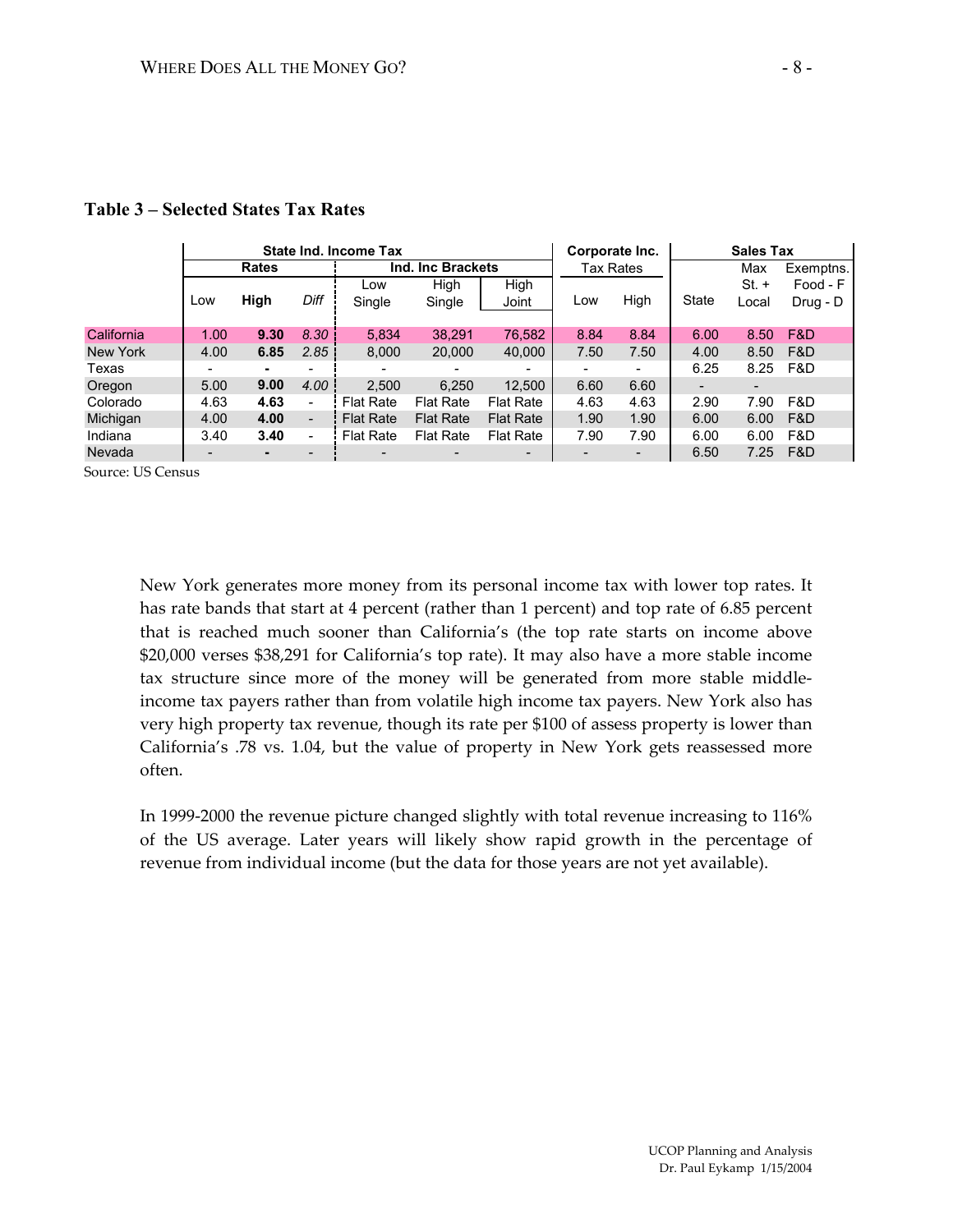**Table 3 – Selected States Tax Rates**

| | State Ind. Income Tax | | | | | | Corporate Inc. Tax Rates | | Sales Tax | | |
|---|---|---|---|---|---|---|---|---|---|---|---|
| | Rates | | | Ind. Inc Brackets | | | | | | | |
| | Low | **High** | *Diff* | Low Single | High Single | High Joint | Low | High | State | Max St. + Local | Exemptns. Food - F Drug - D |
| California | 1.00 | **9.30** | *8.30* | 5,834 | 38,291 | 76,582 | 8.84 | 8.84 | 6.00 | 8.50 | F&D |
| New York | 4.00 | **6.85** | *2.85* | 8,000 | 20,000 | 40,000 | 7.50 | 7.50 | 4.00 | 8.50 | F&D |
| Texas | - | **-** | - | - | - | - | - | - | 6.25 | 8.25 | F&D |
| Oregon | 5.00 | **9.00** | *4.00* | 2,500 | 6,250 | 12,500 | 6.60 | 6.60 | - | - | |
| Colorado | 4.63 | **4.63** | - | Flat Rate | Flat Rate | Flat Rate | 4.63 | 4.63 | 2.90 | 7.90 | F&D |
| Michigan | 4.00 | **4.00** | - | Flat Rate | Flat Rate | Flat Rate | 1.90 | 1.90 | 6.00 | 6.00 | F&D |
| Indiana | 3.40 | **3.40** | - | Flat Rate | Flat Rate | Flat Rate | 7.90 | 7.90 | 6.00 | 6.00 | F&D |
| Nevada | - | **-** | - | - | - | - | - | - | 6.50 | 7.25 | F&D |

Source: US Census

New York generates more money from its personal income tax with lower top rates. It has rate bands that start at 4 percent (rather than 1 percent) and top rate of 6.85 percent that is reached much sooner than California's (the top rate starts on income above $20,000 verses $38,291 for California's top rate). It may also have a more stable income tax structure since more of the money will be generated from more stable middle-income tax payers rather than from volatile high income tax payers. New York also has very high property tax revenue, though its rate per $100 of assess property is lower than California's .78 vs. 1.04, but the value of property in New York gets reassessed more often.

In 1999-2000 the revenue picture changed slightly with total revenue increasing to 116% of the US average. Later years will likely show rapid growth in the percentage of revenue from individual income (but the data for those years are not yet available).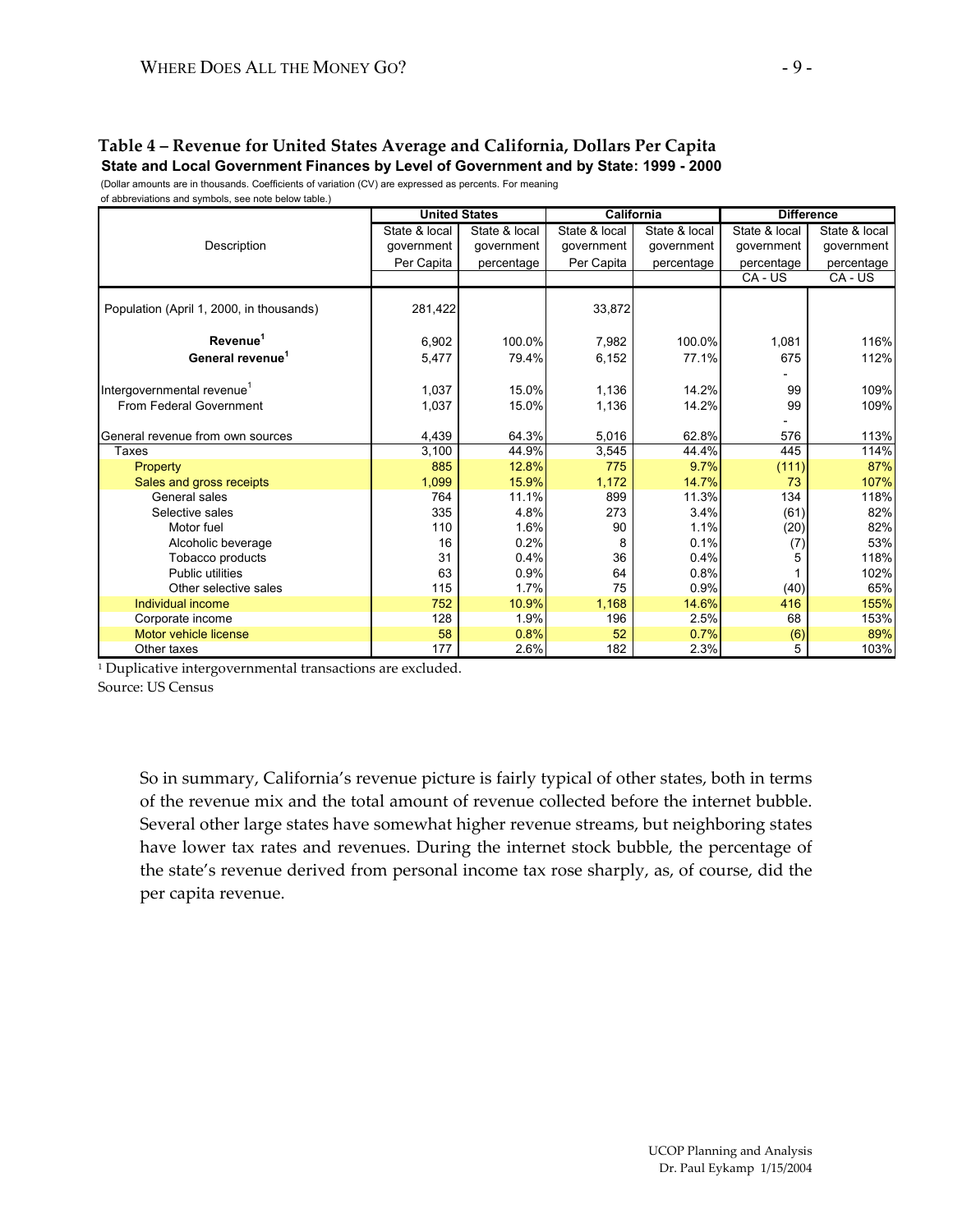## Table 4 – Revenue for United States Average and California, Dollars Per Capita

**State and Local Government Finances by Level of Government and by State: 1999 - 2000**

(Dollar amounts are in thousands. Coefficients of variation (CV) are expressed as percents. For meaning of abbreviations and symbols, see note below table.)

| Description | United States | | California | | Difference | |
|---|---|---|---|---|---|---|
| | State & local government Per Capita | State & local government percentage | State & local government Per Capita | State & local government percentage | State & local government percentage CA - US | State & local government percentage CA - US |
| Population (April 1, 2000, in thousands) | 281,422 | | 33,872 | | | |
| **Revenue[1]** | 6,902 | 100.0% | 7,982 | 100.0% | 1,081 | 116% |
| **General revenue[1]** | 5,477 | 79.4% | 6,152 | 77.1% | 675 | 112% |
| | | | | | - | |
| Intergovernmental revenue[1] | 1,037 | 15.0% | 1,136 | 14.2% | 99 | 109% |
| From Federal Government | 1,037 | 15.0% | 1,136 | 14.2% | 99 | 109% |
| | | | | | - | |
| General revenue from own sources | 4,439 | 64.3% | 5,016 | 62.8% | 576 | 113% |
| Taxes | 3,100 | 44.9% | 3,545 | 44.4% | 445 | 114% |
| Property | 885 | 12.8% | 775 | 9.7% | (111) | 87% |
| Sales and gross receipts | 1,099 | 15.9% | 1,172 | 14.7% | 73 | 107% |
| General sales | 764 | 11.1% | 899 | 11.3% | 134 | 118% |
| Selective sales | 335 | 4.8% | 273 | 3.4% | (61) | 82% |
| Motor fuel | 110 | 1.6% | 90 | 1.1% | (20) | 82% |
| Alcoholic beverage | 16 | 0.2% | 8 | 0.1% | (7) | 53% |
| Tobacco products | 31 | 0.4% | 36 | 0.4% | 5 | 118% |
| Public utilities | 63 | 0.9% | 64 | 0.8% | 1 | 102% |
| Other selective sales | 115 | 1.7% | 75 | 0.9% | (40) | 65% |
| Individual income | 752 | 10.9% | 1,168 | 14.6% | 416 | 155% |
| Corporate income | 128 | 1.9% | 196 | 2.5% | 68 | 153% |
| Motor vehicle license | 58 | 0.8% | 52 | 0.7% | (6) | 89% |
| Other taxes | 177 | 2.6% | 182 | 2.3% | 5 | 103% |

[1] Duplicative intergovernmental transactions are excluded.

Source: US Census

So in summary, California's revenue picture is fairly typical of other states, both in terms of the revenue mix and the total amount of revenue collected before the internet bubble. Several other large states have somewhat higher revenue streams, but neighboring states have lower tax rates and revenues. During the internet stock bubble, the percentage of the state's revenue derived from personal income tax rose sharply, as, of course, did the per capita revenue.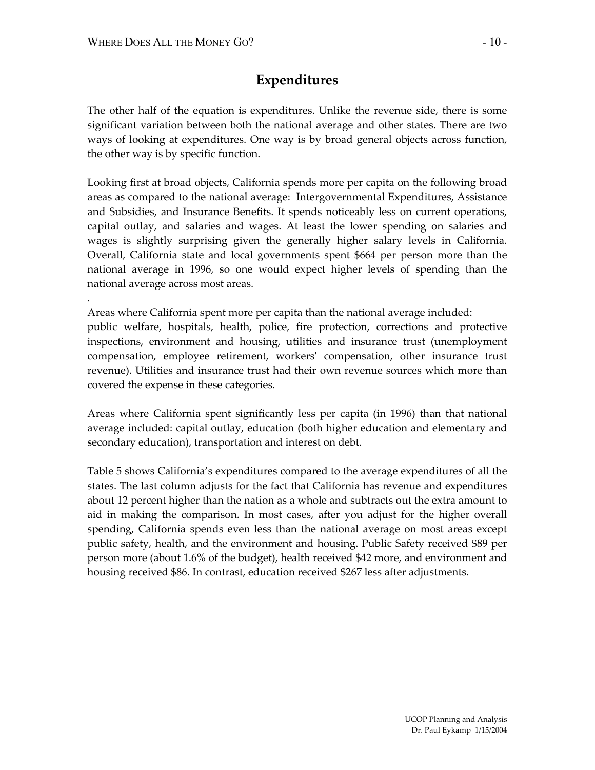## Expenditures

The other half of the equation is expenditures. Unlike the revenue side, there is some significant variation between both the national average and other states. There are two ways of looking at expenditures. One way is by broad general objects across function, the other way is by specific function.

Looking first at broad objects, California spends more per capita on the following broad areas as compared to the national average: Intergovernmental Expenditures, Assistance and Subsidies, and Insurance Benefits. It spends noticeably less on current operations, capital outlay, and salaries and wages. At least the lower spending on salaries and wages is slightly surprising given the generally higher salary levels in California. Overall, California state and local governments spent $664 per person more than the national average in 1996, so one would expect higher levels of spending than the national average across most areas.

.

Areas where California spent more per capita than the national average included: public welfare, hospitals, health, police, fire protection, corrections and protective inspections, environment and housing, utilities and insurance trust (unemployment compensation, employee retirement, workers' compensation, other insurance trust revenue). Utilities and insurance trust had their own revenue sources which more than covered the expense in these categories.

Areas where California spent significantly less per capita (in 1996) than that national average included: capital outlay, education (both higher education and elementary and secondary education), transportation and interest on debt.

Table 5 shows California's expenditures compared to the average expenditures of all the states. The last column adjusts for the fact that California has revenue and expenditures about 12 percent higher than the nation as a whole and subtracts out the extra amount to aid in making the comparison. In most cases, after you adjust for the higher overall spending, California spends even less than the national average on most areas except public safety, health, and the environment and housing. Public Safety received $89 per person more (about 1.6% of the budget), health received $42 more, and environment and housing received $86. In contrast, education received $267 less after adjustments.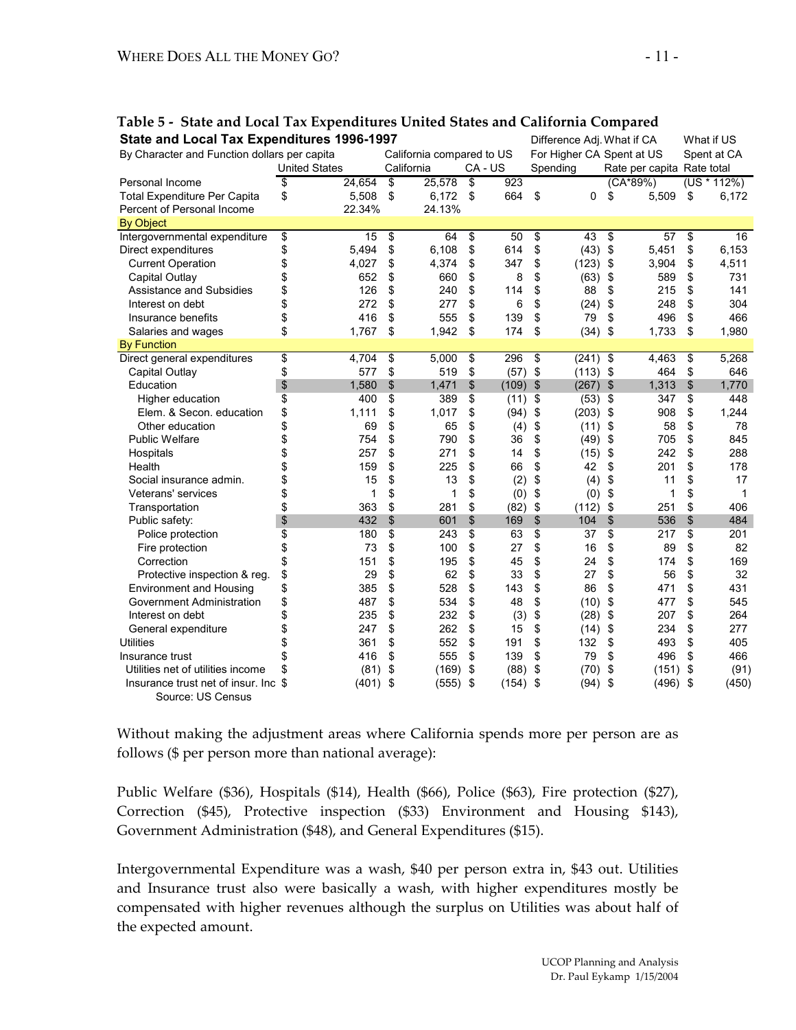**Table 5 - State and Local Tax Expenditures United States and California Compared**

| State and Local Tax Expenditures 1996-1997 | | | | Difference Adj. For Higher CA Spending | What if CA Spent at US Rate per capita | What if US Spent at CA Rate total |
|---|---|---|---|---|---|---|
| By Character and Function dollars per capita | United States | California compared to US | | | | |
| | | California | CA - US | | | |
| Personal Income | $ 24,654 | $ 25,578 | $ 923 | | (CA*89%) | (US * 112%) |
| Total Expenditure Per Capita | $ 5,508 | $ 6,172 | $ 664 | $ 0 | $ 5,509 | $ 6,172 |
| Percent of Personal Income | 22.34% | 24.13% | | | | |
| **By Object** | | | | | | |
| Intergovernmental expenditure | $ 15 | $ 64 | $ 50 | $ 43 | $ 57 | $ 16 |
| Direct expenditures | $ 5,494 | $ 6,108 | $ 614 | $ (43) | $ 5,451 | $ 6,153 |
| Current Operation | $ 4,027 | $ 4,374 | $ 347 | $ (123) | $ 3,904 | $ 4,511 |
| Capital Outlay | $ 652 | $ 660 | $ 8 | $ (63) | $ 589 | $ 731 |
| Assistance and Subsidies | $ 126 | $ 240 | $ 114 | $ 88 | $ 215 | $ 141 |
| Interest on debt | $ 272 | $ 277 | $ 6 | $ (24) | $ 248 | $ 304 |
| Insurance benefits | $ 416 | $ 555 | $ 139 | $ 79 | $ 496 | $ 466 |
| Salaries and wages | $ 1,767 | $ 1,942 | $ 174 | $ (34) | $ 1,733 | $ 1,980 |
| **By Function** | | | | | | |
| Direct general expenditures | $ 4,704 | $ 5,000 | $ 296 | $ (241) | $ 4,463 | $ 5,268 |
| Capital Outlay | $ 577 | $ 519 | $ (57) | $ (113) | $ 464 | $ 646 |
| Education | $ 1,580 | $ 1,471 | $ (109) | $ (267) | $ 1,313 | $ 1,770 |
| Higher education | $ 400 | $ 389 | $ (11) | $ (53) | $ 347 | $ 448 |
| Elem. & Secon. education | $ 1,111 | $ 1,017 | $ (94) | $ (203) | $ 908 | $ 1,244 |
| Other education | $ 69 | $ 65 | $ (4) | $ (11) | $ 58 | $ 78 |
| Public Welfare | $ 754 | $ 790 | $ 36 | $ (49) | $ 705 | $ 845 |
| Hospitals | $ 257 | $ 271 | $ 14 | $ (15) | $ 242 | $ 288 |
| Health | $ 159 | $ 225 | $ 66 | $ 42 | $ 201 | $ 178 |
| Social insurance admin. | $ 15 | $ 13 | $ (2) | $ (4) | $ 11 | $ 17 |
| Veterans' services | $ 1 | $ 1 | $ (0) | $ (0) | $ 1 | $ 1 |
| Transportation | $ 363 | $ 281 | $ (82) | $ (112) | $ 251 | $ 406 |
| Public safety: | $ 432 | $ 601 | $ 169 | $ 104 | $ 536 | $ 484 |
| Police protection | $ 180 | $ 243 | $ 63 | $ 37 | $ 217 | $ 201 |
| Fire protection | $ 73 | $ 100 | $ 27 | $ 16 | $ 89 | $ 82 |
| Correction | $ 151 | $ 195 | $ 45 | $ 24 | $ 174 | $ 169 |
| Protective inspection & reg. | $ 29 | $ 62 | $ 33 | $ 27 | $ 56 | $ 32 |
| Environment and Housing | $ 385 | $ 528 | $ 143 | $ 86 | $ 471 | $ 431 |
| Government Administration | $ 487 | $ 534 | $ 48 | $ (10) | $ 477 | $ 545 |
| Interest on debt | $ 235 | $ 232 | $ (3) | $ (28) | $ 207 | $ 264 |
| General expenditure | $ 247 | $ 262 | $ 15 | $ (14) | $ 234 | $ 277 |
| Utilities | $ 361 | $ 552 | $ 191 | $ 132 | $ 493 | $ 405 |
| Insurance trust | $ 416 | $ 555 | $ 139 | $ 79 | $ 496 | $ 466 |
| Utilities net of utilities income | $ (81) | $ (169) | $ (88) | $ (70) | $ (151) | $ (91) |
| Insurance trust net of insur. Inc | $ (401) | $ (555) | $ (154) | $ (94) | $ (496) | $ (450) |

Source: US Census

Without making the adjustment areas where California spends more per person are as follows ($ per person more than national average):

Public Welfare ($36), Hospitals ($14), Health ($66), Police ($63), Fire protection ($27), Correction ($45), Protective inspection ($33) Environment and Housing $143), Government Administration ($48), and General Expenditures ($15).

Intergovernmental Expenditure was a wash, $40 per person extra in, $43 out. Utilities and Insurance trust also were basically a wash, with higher expenditures mostly be compensated with higher revenues although the surplus on Utilities was about half of the expected amount.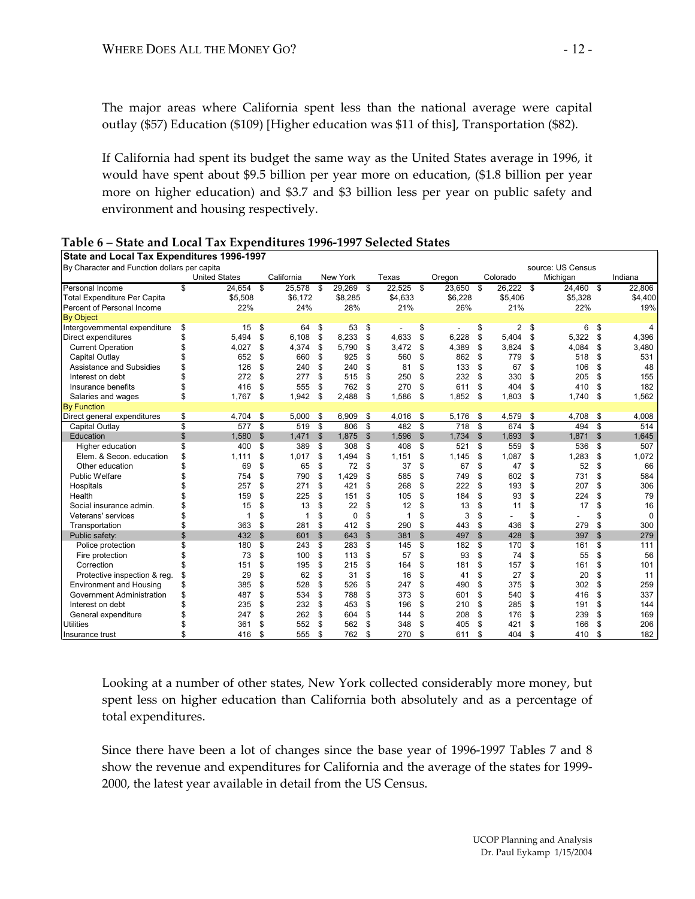The major areas where California spent less than the national average were capital outlay ($57) Education ($109) [Higher education was $11 of this], Transportation ($82).

If California had spent its budget the same way as the United States average in 1996, it would have spent about $9.5 billion per year more on education, ($1.8 billion per year more on higher education) and $3.7 and $3 billion less per year on public safety and environment and housing respectively.

**Table 6 – State and Local Tax Expenditures 1996-1997 Selected States**

| State and Local Tax Expenditures 1996-1997 | | | | | | | | |
|---|---|---|---|---|---|---|---|---|
| By Character and Function dollars per capita | | | | | | | source: US Census | |
| | United States | California | New York | Texas | Oregon | Colorado | Michigan | Indiana |
| Personal Income | $ 24,654 | $ 25,578 | $ 29,269 | $ 22,525 | $ 23,650 | $ 26,222 | $ 24,460 | $ 22,806 |
| Total Expenditure Per Capita | $5,508 | $6,172 | $8,285 | $4,633 | $6,228 | $5,406 | $5,328 | $4,400 |
| Percent of Personal Income | 22% | 24% | 28% | 21% | 26% | 21% | 22% | 19% |
| By Object | | | | | | | | |
| Intergovernmental expenditure | $ 15 | $ 64 | $ 53 | $ - | $ - | $ 2 | $ 6 | $ 4 |
| Direct expenditures | $ 5,494 | $ 6,108 | $ 8,233 | $ 4,633 | $ 6,228 | $ 5,404 | $ 5,322 | $ 4,396 |
| Current Operation | $ 4,027 | $ 4,374 | $ 5,790 | $ 3,472 | $ 4,389 | $ 3,824 | $ 4,084 | $ 3,480 |
| Capital Outlay | $ 652 | $ 660 | $ 925 | $ 560 | $ 862 | $ 779 | $ 518 | $ 531 |
| Assistance and Subsidies | $ 126 | $ 240 | $ 240 | $ 81 | $ 133 | $ 67 | $ 106 | $ 48 |
| Interest on debt | $ 272 | $ 277 | $ 515 | $ 250 | $ 232 | $ 330 | $ 205 | $ 155 |
| Insurance benefits | $ 416 | $ 555 | $ 762 | $ 270 | $ 611 | $ 404 | $ 410 | $ 182 |
| Salaries and wages | $ 1,767 | $ 1,942 | $ 2,488 | $ 1,586 | $ 1,852 | $ 1,803 | $ 1,740 | $ 1,562 |
| By Function | | | | | | | | |
| Direct general expenditures | $ 4,704 | $ 5,000 | $ 6,909 | $ 4,016 | $ 5,176 | $ 4,579 | $ 4,708 | $ 4,008 |
| Capital Outlay | $ 577 | $ 519 | $ 806 | $ 482 | $ 718 | $ 674 | $ 494 | $ 514 |
| Education | $ 1,580 | $ 1,471 | $ 1,875 | $ 1,596 | $ 1,734 | $ 1,693 | $ 1,871 | $ 1,645 |
| Higher education | $ 400 | $ 389 | $ 308 | $ 408 | $ 521 | $ 559 | $ 536 | $ 507 |
| Elem. & Secon. education | $ 1,111 | $ 1,017 | $ 1,494 | $ 1,151 | $ 1,145 | $ 1,087 | $ 1,283 | $ 1,072 |
| Other education | $ 69 | $ 65 | $ 72 | $ 37 | $ 67 | $ 47 | $ 52 | $ 66 |
| Public Welfare | $ 754 | $ 790 | $ 1,429 | $ 585 | $ 749 | $ 602 | $ 731 | $ 584 |
| Hospitals | $ 257 | $ 271 | $ 421 | $ 268 | $ 222 | $ 193 | $ 207 | $ 306 |
| Health | $ 159 | $ 225 | $ 151 | $ 105 | $ 184 | $ 93 | $ 224 | $ 79 |
| Social insurance admin. | $ 15 | $ 13 | $ 22 | $ 12 | $ 13 | $ 11 | $ 17 | $ 16 |
| Veterans' services | $ 1 | $ 1 | $ 0 | $ 1 | $ 3 | $ - | $ - | $ 0 |
| Transportation | $ 363 | $ 281 | $ 412 | $ 290 | $ 443 | $ 436 | $ 279 | $ 300 |
| Public safety: | $ 432 | $ 601 | $ 643 | $ 381 | $ 497 | $ 428 | $ 397 | $ 279 |
| Police protection | $ 180 | $ 243 | $ 283 | $ 145 | $ 182 | $ 170 | $ 161 | $ 111 |
| Fire protection | $ 73 | $ 100 | $ 113 | $ 57 | $ 93 | $ 74 | $ 55 | $ 56 |
| Correction | $ 151 | $ 195 | $ 215 | $ 164 | $ 181 | $ 157 | $ 161 | $ 101 |
| Protective inspection & reg. | $ 29 | $ 62 | $ 31 | $ 16 | $ 41 | $ 27 | $ 20 | $ 11 |
| Environment and Housing | $ 385 | $ 528 | $ 526 | $ 247 | $ 490 | $ 375 | $ 302 | $ 259 |
| Government Administration | $ 487 | $ 534 | $ 788 | $ 373 | $ 601 | $ 540 | $ 416 | $ 337 |
| Interest on debt | $ 235 | $ 232 | $ 453 | $ 196 | $ 210 | $ 285 | $ 191 | $ 144 |
| General expenditure | $ 247 | $ 262 | $ 604 | $ 144 | $ 208 | $ 176 | $ 239 | $ 169 |
| Utilities | $ 361 | $ 552 | $ 562 | $ 348 | $ 405 | $ 421 | $ 166 | $ 206 |
| Insurance trust | $ 416 | $ 555 | $ 762 | $ 270 | $ 611 | $ 404 | $ 410 | $ 182 |

Looking at a number of other states, New York collected considerably more money, but spent less on higher education than California both absolutely and as a percentage of total expenditures.

Since there have been a lot of changes since the base year of 1996-1997 Tables 7 and 8 show the revenue and expenditures for California and the average of the states for 1999-2000, the latest year available in detail from the US Census.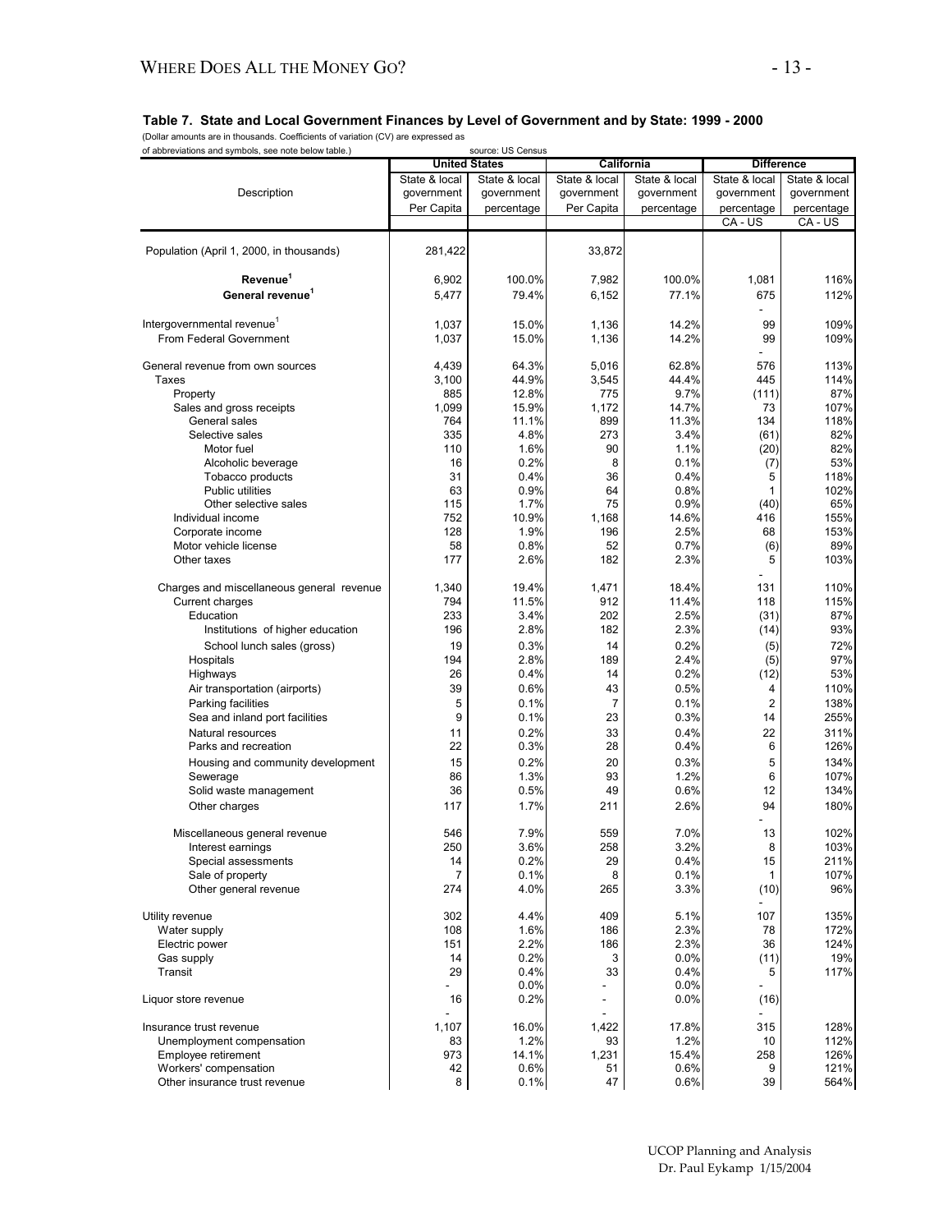## Table 7. State and Local Government Finances by Level of Government and by State: 1999 - 2000

(Dollar amounts are in thousands. Coefficients of variation (CV) are expressed as of abbreviations and symbols, see note below table.) source: US Census

| Description | United States | | California | | Difference | |
|---|---|---|---|---|---|---|
| | State & local government Per Capita | State & local government percentage | State & local government Per Capita | State & local government percentage | State & local government percentage CA - US | State & local government percentage CA - US |
| Population (April 1, 2000, in thousands) | 281,422 | | 33,872 | | | |
| **Revenue[1]** | 6,902 | 100.0% | 7,982 | 100.0% | 1,081 | 116% |
| **General revenue[1]** | 5,477 | 79.4% | 6,152 | 77.1% | 675 | 112% |
| | | | | | - | |
| Intergovernmental revenue[1] | 1,037 | 15.0% | 1,136 | 14.2% | 99 | 109% |
| From Federal Government | 1,037 | 15.0% | 1,136 | 14.2% | 99 | 109% |
| | | | | | - | |
| General revenue from own sources | 4,439 | 64.3% | 5,016 | 62.8% | 576 | 113% |
| Taxes | 3,100 | 44.9% | 3,545 | 44.4% | 445 | 114% |
| Property | 885 | 12.8% | 775 | 9.7% | (111) | 87% |
| Sales and gross receipts | 1,099 | 15.9% | 1,172 | 14.7% | 73 | 107% |
| General sales | 764 | 11.1% | 899 | 11.3% | 134 | 118% |
| Selective sales | 335 | 4.8% | 273 | 3.4% | (61) | 82% |
| Motor fuel | 110 | 1.6% | 90 | 1.1% | (20) | 82% |
| Alcoholic beverage | 16 | 0.2% | 8 | 0.1% | (7) | 53% |
| Tobacco products | 31 | 0.4% | 36 | 0.4% | 5 | 118% |
| Public utilities | 63 | 0.9% | 64 | 0.8% | 1 | 102% |
| Other selective sales | 115 | 1.7% | 75 | 0.9% | (40) | 65% |
| Individual income | 752 | 10.9% | 1,168 | 14.6% | 416 | 155% |
| Corporate income | 128 | 1.9% | 196 | 2.5% | 68 | 153% |
| Motor vehicle license | 58 | 0.8% | 52 | 0.7% | (6) | 89% |
| Other taxes | 177 | 2.6% | 182 | 2.3% | 5 | 103% |
| | | | | | - | |
| Charges and miscellaneous general revenue | 1,340 | 19.4% | 1,471 | 18.4% | 131 | 110% |
| Current charges | 794 | 11.5% | 912 | 11.4% | 118 | 115% |
| Education | 233 | 3.4% | 202 | 2.5% | (31) | 87% |
| Institutions of higher education | 196 | 2.8% | 182 | 2.3% | (14) | 93% |
| School lunch sales (gross) | 19 | 0.3% | 14 | 0.2% | (5) | 72% |
| Hospitals | 194 | 2.8% | 189 | 2.4% | (5) | 97% |
| Highways | 26 | 0.4% | 14 | 0.2% | (12) | 53% |
| Air transportation (airports) | 39 | 0.6% | 43 | 0.5% | 4 | 110% |
| Parking facilities | 5 | 0.1% | 7 | 0.1% | 2 | 138% |
| Sea and inland port facilities | 9 | 0.1% | 23 | 0.3% | 14 | 255% |
| Natural resources | 11 | 0.2% | 33 | 0.4% | 22 | 311% |
| Parks and recreation | 22 | 0.3% | 28 | 0.4% | 6 | 126% |
| Housing and community development | 15 | 0.2% | 20 | 0.3% | 5 | 134% |
| Sewerage | 86 | 1.3% | 93 | 1.2% | 6 | 107% |
| Solid waste management | 36 | 0.5% | 49 | 0.6% | 12 | 134% |
| Other charges | 117 | 1.7% | 211 | 2.6% | 94 | 180% |
| | | | | | - | |
| Miscellaneous general revenue | 546 | 7.9% | 559 | 7.0% | 13 | 102% |
| Interest earnings | 250 | 3.6% | 258 | 3.2% | 8 | 103% |
| Special assessments | 14 | 0.2% | 29 | 0.4% | 15 | 211% |
| Sale of property | 7 | 0.1% | 8 | 0.1% | 1 | 107% |
| Other general revenue | 274 | 4.0% | 265 | 3.3% | (10) | 96% |
| | | | | | - | |
| Utility revenue | 302 | 4.4% | 409 | 5.1% | 107 | 135% |
| Water supply | 108 | 1.6% | 186 | 2.3% | 78 | 172% |
| Electric power | 151 | 2.2% | 186 | 2.3% | 36 | 124% |
| Gas supply | 14 | 0.2% | 3 | 0.0% | (11) | 19% |
| Transit | 29 | 0.4% | 33 | 0.4% | 5 | 117% |
| | - | 0.0% | - | 0.0% | - | |
| Liquor store revenue | 16 | 0.2% | - | 0.0% | (16) | |
| | - | | - | | - | |
| Insurance trust revenue | 1,107 | 16.0% | 1,422 | 17.8% | 315 | 128% |
| Unemployment compensation | 83 | 1.2% | 93 | 1.2% | 10 | 112% |
| Employee retirement | 973 | 14.1% | 1,231 | 15.4% | 258 | 126% |
| Workers' compensation | 42 | 0.6% | 51 | 0.6% | 9 | 121% |
| Other insurance trust revenue | 8 | 0.1% | 47 | 0.6% | 39 | 564% |

UCOP Planning and Analysis
Dr. Paul Eykamp 1/15/2004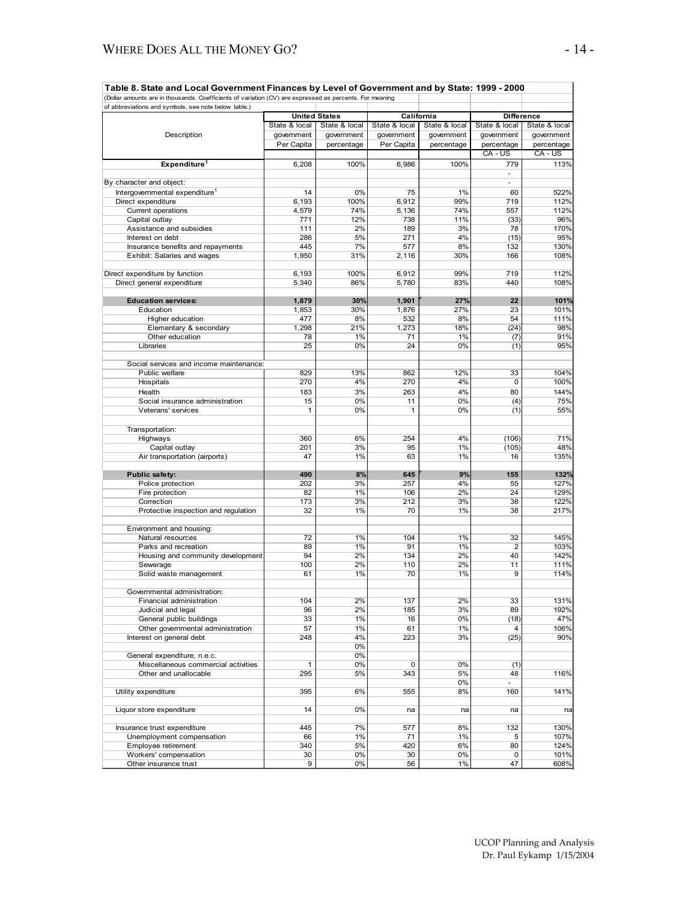**Table 8. State and Local Government Finances by Level of Government and by State: 1999 - 2000**

(Dollar amounts are in thousands. Coefficients of variation (CV) are expressed as percents. For meaning of abbreviations and symbols, see note below table.)

| Description | United States | | California | | Difference | |
|---|---|---|---|---|---|---|
| | State & local government Per Capita | State & local government percentage | State & local government Per Capita | State & local government percentage | State & local government percentage CA - US | State & local government percentage CA - US |
| **Expenditure[1]** | 6,208 | 100% | 6,986 | 100% | 779 | 113% |
| | | | | | - | |
| By character and object: | | | | | - | |
| Intergovernmental expenditure[1] | 14 | 0% | 75 | 1% | 60 | 522% |
| Direct expenditure | 6,193 | 100% | 6,912 | 99% | 719 | 112% |
| Current operations | 4,579 | 74% | 5,136 | 74% | 557 | 112% |
| Capital outlay | 771 | 12% | 738 | 11% | (33) | 96% |
| Assistance and subsidies | 111 | 2% | 189 | 3% | 78 | 170% |
| Interest on debt | 286 | 5% | 271 | 4% | (15) | 95% |
| Insurance benefits and repayments | 445 | 7% | 577 | 8% | 132 | 130% |
| Exhibit: Salaries and wages | 1,950 | 31% | 2,116 | 30% | 166 | 108% |
| | | | | | | |
| Direct expenditure by function | 6,193 | 100% | 6,912 | 99% | 719 | 112% |
| Direct general expenditure | 5,340 | 86% | 5,780 | 83% | 440 | 108% |
| | | | | | | |
| **Education services:** | **1,879** | **30%** | **1,901** | **27%** | **22** | **101%** |
| Education | 1,853 | 30% | 1,876 | 27% | 23 | 101% |
| Higher education | 477 | 8% | 532 | 8% | 54 | 111% |
| Elementary & secondary | 1,298 | 21% | 1,273 | 18% | (24) | 98% |
| Other education | 78 | 1% | 71 | 1% | (7) | 91% |
| Libraries | 25 | 0% | 24 | 0% | (1) | 95% |
| | | | | | | |
| Social services and income maintenance: | | | | | | |
| Public welfare | 829 | 13% | 862 | 12% | 33 | 104% |
| Hospitals | 270 | 4% | 270 | 4% | 0 | 100% |
| Health | 183 | 3% | 263 | 4% | 80 | 144% |
| Social insurance administration | 15 | 0% | 11 | 0% | (4) | 75% |
| Veterans' services | 1 | 0% | 1 | 0% | (1) | 55% |
| | | | | | | |
| Transportation: | | | | | | |
| Highways | 360 | 6% | 254 | 4% | (106) | 71% |
| Capital outlay | 201 | 3% | 95 | 1% | (105) | 48% |
| Air transportation (airports) | 47 | 1% | 63 | 1% | 16 | 135% |
| | | | | | | |
| **Public safety:** | **490** | **8%** | **645** | **9%** | **155** | **132%** |
| Police protection | 202 | 3% | 257 | 4% | 55 | 127% |
| Fire protection | 82 | 1% | 106 | 2% | 24 | 129% |
| Correction | 173 | 3% | 212 | 3% | 38 | 122% |
| Protective inspection and regulation | 32 | 1% | 70 | 1% | 38 | 217% |
| | | | | | | |
| Environment and housing: | | | | | | |
| Natural resources | 72 | 1% | 104 | 1% | 32 | 145% |
| Parks and recreation | 89 | 1% | 91 | 1% | 2 | 103% |
| Housing and community development | 94 | 2% | 134 | 2% | 40 | 142% |
| Sewerage | 100 | 2% | 110 | 2% | 11 | 111% |
| Solid waste management | 61 | 1% | 70 | 1% | 9 | 114% |
| | | | | | | |
| Governmental administration: | | | | | | |
| Financial administration | 104 | 2% | 137 | 2% | 33 | 131% |
| Judicial and legal | 96 | 2% | 185 | 3% | 89 | 192% |
| General public buildings | 33 | 1% | 16 | 0% | (18) | 47% |
| Other governmental administration | 57 | 1% | 61 | 1% | 4 | 106% |
| Interest on general debt | 248 | 4% | 223 | 3% | (25) | 90% |
| | | 0% | | | | |
| General expenditure, n.e.c. | | 0% | | | | |
| Miscellaneous commercial activities | 1 | 0% | 0 | 0% | (1) | |
| Other and unallocable | 295 | 5% | 343 | 5% | 48 | 116% |
| | | | | 0% | - | |
| Utility expenditure | 395 | 6% | 555 | 8% | 160 | 141% |
| | | | | | | |
| Liquor store expenditure | 14 | 0% | na | na | na | na |
| | | | | | | |
| Insurance trust expenditure | 445 | 7% | 577 | 8% | 132 | 130% |
| Unemployment compensation | 66 | 1% | 71 | 1% | 5 | 107% |
| Employee retirement | 340 | 5% | 420 | 6% | 80 | 124% |
| Workers' compensation | 30 | 0% | 30 | 0% | 0 | 101% |
| Other insurance trust | 9 | 0% | 56 | 1% | 47 | 608% |

UCOP Planning and Analysis
Dr. Paul Eykamp 1/15/2004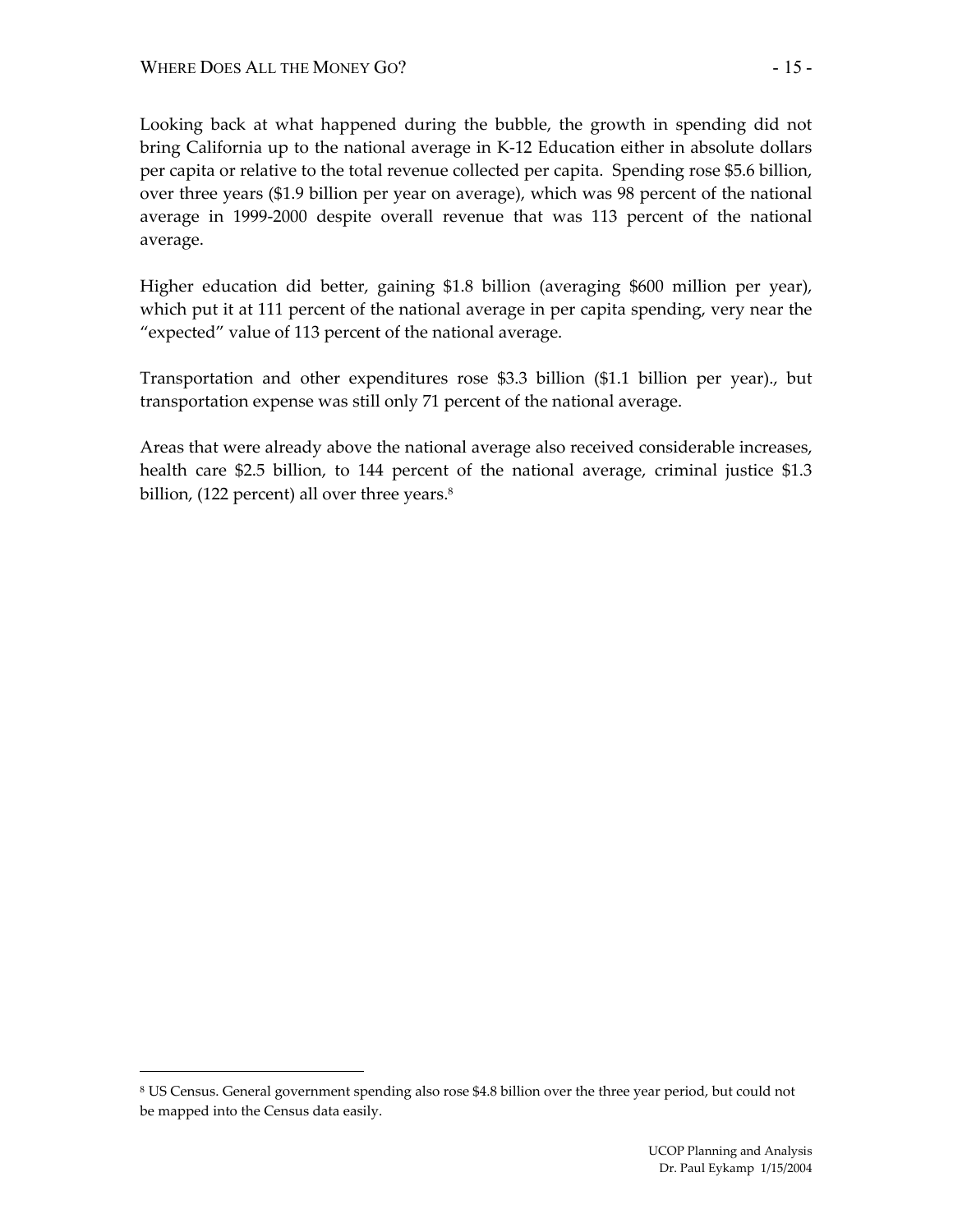Looking back at what happened during the bubble, the growth in spending did not bring California up to the national average in K-12 Education either in absolute dollars per capita or relative to the total revenue collected per capita. Spending rose $5.6 billion, over three years ($1.9 billion per year on average), which was 98 percent of the national average in 1999-2000 despite overall revenue that was 113 percent of the national average.

Higher education did better, gaining $1.8 billion (averaging $600 million per year), which put it at 111 percent of the national average in per capita spending, very near the "expected" value of 113 percent of the national average.

Transportation and other expenditures rose $3.3 billion ($1.1 billion per year)., but transportation expense was still only 71 percent of the national average.

Areas that were already above the national average also received considerable increases, health care $2.5 billion, to 144 percent of the national average, criminal justice $1.3 billion, (122 percent) all over three years.[8]

---

[8] US Census. General government spending also rose $4.8 billion over the three year period, but could not be mapped into the Census data easily.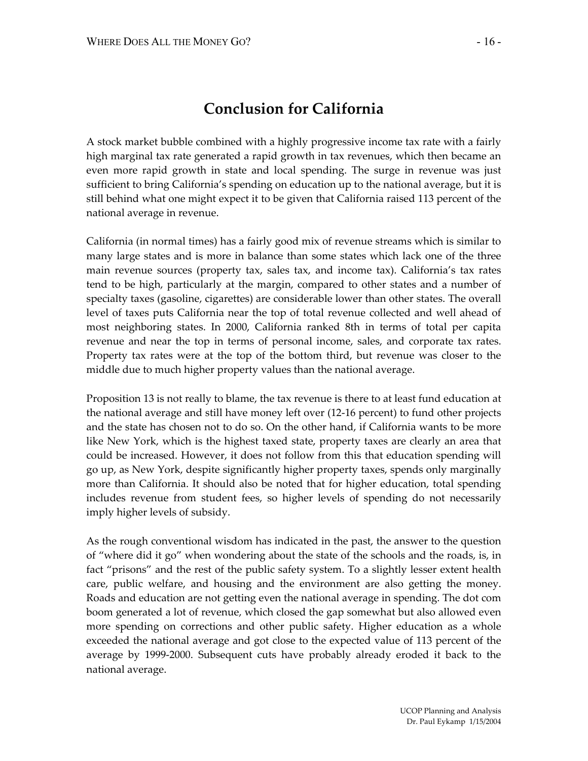# Conclusion for California

A stock market bubble combined with a highly progressive income tax rate with a fairly high marginal tax rate generated a rapid growth in tax revenues, which then became an even more rapid growth in state and local spending. The surge in revenue was just sufficient to bring California's spending on education up to the national average, but it is still behind what one might expect it to be given that California raised 113 percent of the national average in revenue.

California (in normal times) has a fairly good mix of revenue streams which is similar to many large states and is more in balance than some states which lack one of the three main revenue sources (property tax, sales tax, and income tax). California's tax rates tend to be high, particularly at the margin, compared to other states and a number of specialty taxes (gasoline, cigarettes) are considerable lower than other states. The overall level of taxes puts California near the top of total revenue collected and well ahead of most neighboring states. In 2000, California ranked 8th in terms of total per capita revenue and near the top in terms of personal income, sales, and corporate tax rates. Property tax rates were at the top of the bottom third, but revenue was closer to the middle due to much higher property values than the national average.

Proposition 13 is not really to blame, the tax revenue is there to at least fund education at the national average and still have money left over (12-16 percent) to fund other projects and the state has chosen not to do so. On the other hand, if California wants to be more like New York, which is the highest taxed state, property taxes are clearly an area that could be increased. However, it does not follow from this that education spending will go up, as New York, despite significantly higher property taxes, spends only marginally more than California. It should also be noted that for higher education, total spending includes revenue from student fees, so higher levels of spending do not necessarily imply higher levels of subsidy.

As the rough conventional wisdom has indicated in the past, the answer to the question of "where did it go" when wondering about the state of the schools and the roads, is, in fact "prisons" and the rest of the public safety system. To a slightly lesser extent health care, public welfare, and housing and the environment are also getting the money. Roads and education are not getting even the national average in spending. The dot com boom generated a lot of revenue, which closed the gap somewhat but also allowed even more spending on corrections and other public safety. Higher education as a whole exceeded the national average and got close to the expected value of 113 percent of the average by 1999-2000. Subsequent cuts have probably already eroded it back to the national average.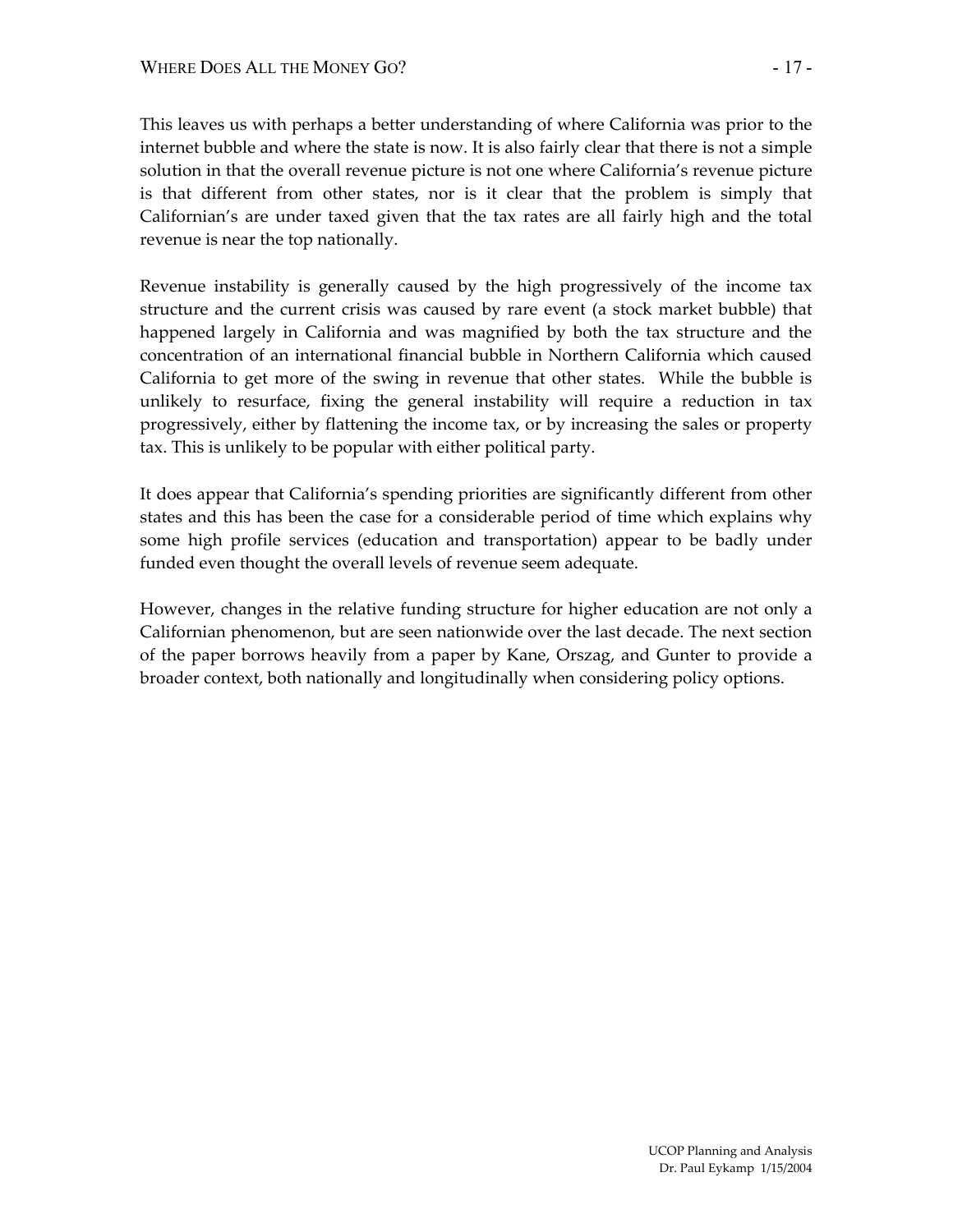This leaves us with perhaps a better understanding of where California was prior to the internet bubble and where the state is now. It is also fairly clear that there is not a simple solution in that the overall revenue picture is not one where California's revenue picture is that different from other states, nor is it clear that the problem is simply that Californian's are under taxed given that the tax rates are all fairly high and the total revenue is near the top nationally.

Revenue instability is generally caused by the high progressively of the income tax structure and the current crisis was caused by rare event (a stock market bubble) that happened largely in California and was magnified by both the tax structure and the concentration of an international financial bubble in Northern California which caused California to get more of the swing in revenue that other states. While the bubble is unlikely to resurface, fixing the general instability will require a reduction in tax progressively, either by flattening the income tax, or by increasing the sales or property tax. This is unlikely to be popular with either political party.

It does appear that California's spending priorities are significantly different from other states and this has been the case for a considerable period of time which explains why some high profile services (education and transportation) appear to be badly under funded even thought the overall levels of revenue seem adequate.

However, changes in the relative funding structure for higher education are not only a Californian phenomenon, but are seen nationwide over the last decade. The next section of the paper borrows heavily from a paper by Kane, Orszag, and Gunter to provide a broader context, both nationally and longitudinally when considering policy options.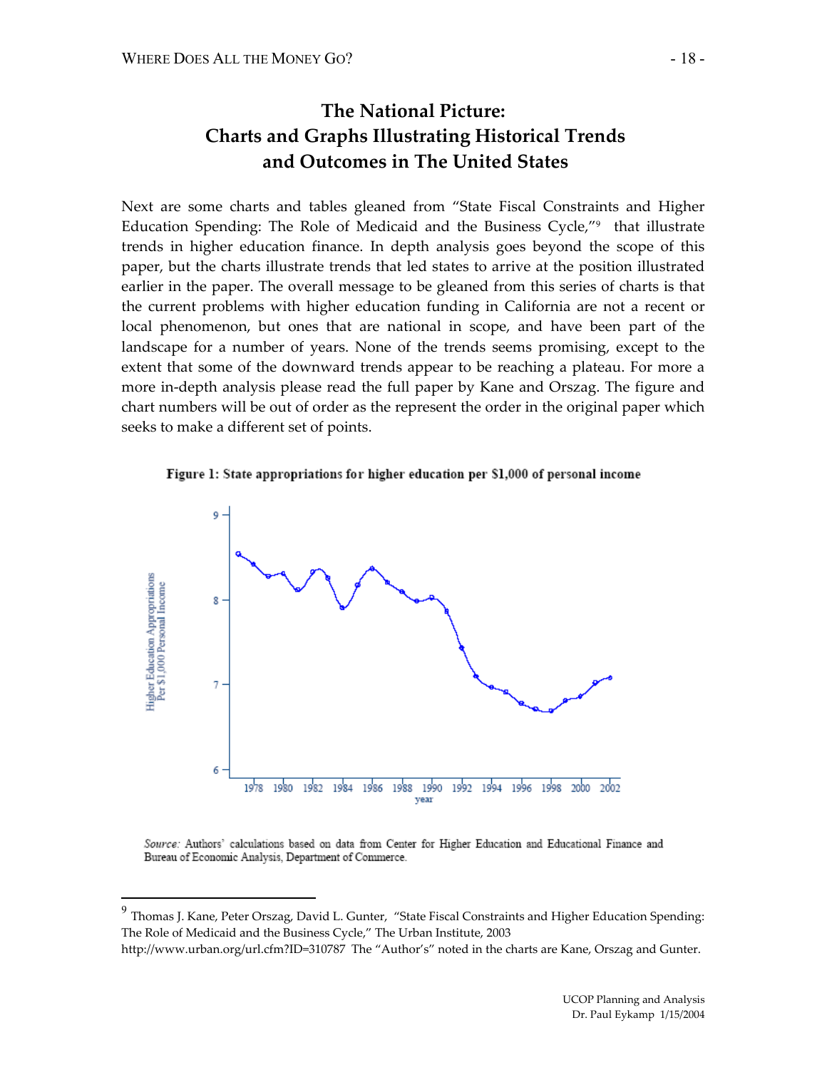# The National Picture: Charts and Graphs Illustrating Historical Trends and Outcomes in The United States

Next are some charts and tables gleaned from "State Fiscal Constraints and Higher Education Spending: The Role of Medicaid and the Business Cycle,"[9] that illustrate trends in higher education finance. In depth analysis goes beyond the scope of this paper, but the charts illustrate trends that led states to arrive at the position illustrated earlier in the paper. The overall message to be gleaned from this series of charts is that the current problems with higher education funding in California are not a recent or local phenomenon, but ones that are national in scope, and have been part of the landscape for a number of years. None of the trends seems promising, except to the extent that some of the downward trends appear to be reaching a plateau. For more a more in-depth analysis please read the full paper by Kane and Orszag. The figure and chart numbers will be out of order as the represent the order in the original paper which seeks to make a different set of points.

**Figure 1: State appropriations for higher education per $1,000 of personal income**

*Source:* Authors' calculations based on data from Center for Higher Education and Educational Finance and Bureau of Economic Analysis, Department of Commerce.

---

[9] Thomas J. Kane, Peter Orszag, David L. Gunter, "State Fiscal Constraints and Higher Education Spending: The Role of Medicaid and the Business Cycle," The Urban Institute, 2003 http://www.urban.org/url.cfm?ID=310787 The "Author's" noted in the charts are Kane, Orszag and Gunter.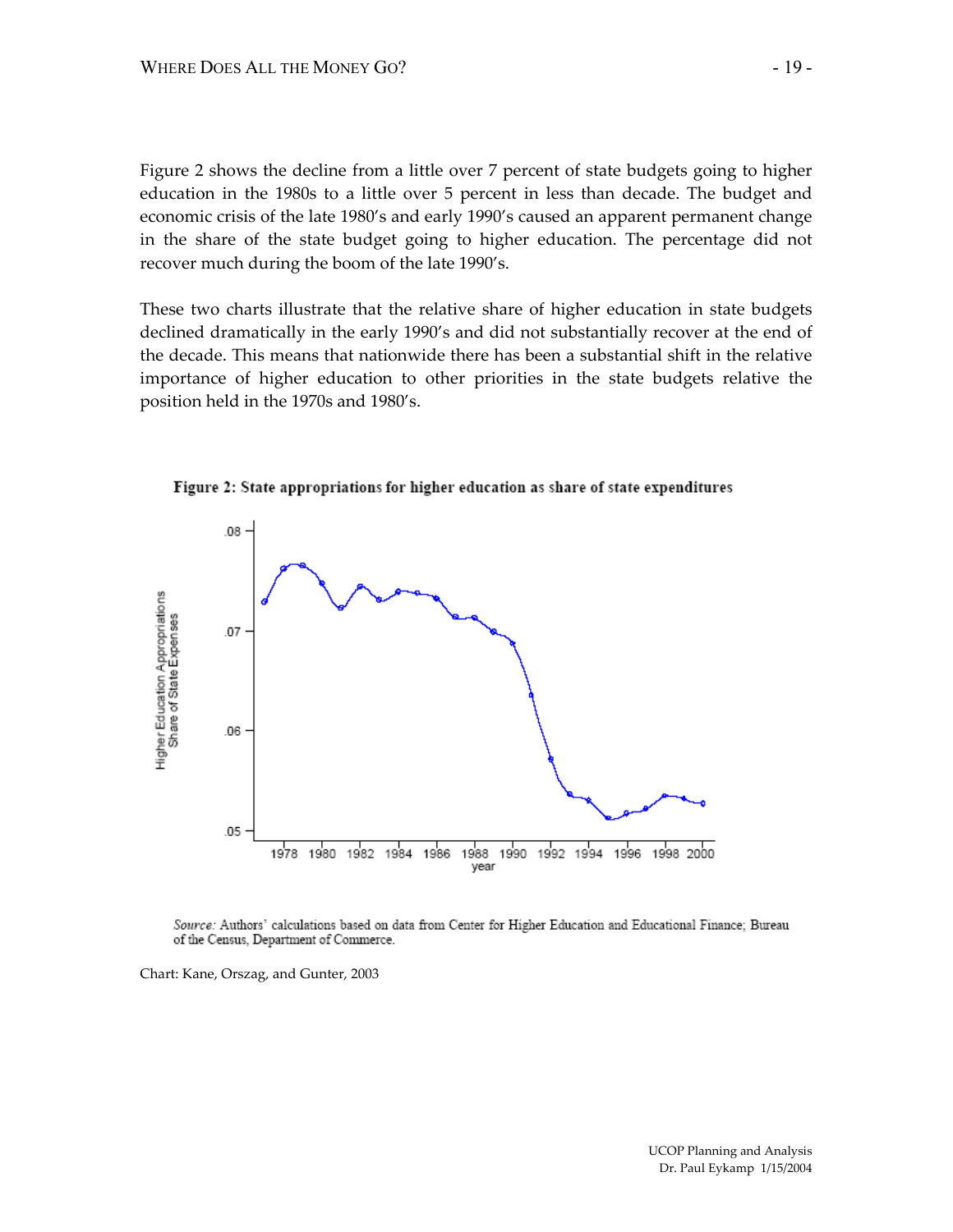Figure 2 shows the decline from a little over 7 percent of state budgets going to higher education in the 1980s to a little over 5 percent in less than decade. The budget and economic crisis of the late 1980's and early 1990's caused an apparent permanent change in the share of the state budget going to higher education. The percentage did not recover much during the boom of the late 1990's.

These two charts illustrate that the relative share of higher education in state budgets declined dramatically in the early 1990's and did not substantially recover at the end of the decade. This means that nationwide there has been a substantial shift in the relative importance of higher education to other priorities in the state budgets relative the position held in the 1970s and 1980's.

**Figure 2: State appropriations for higher education as share of state expenditures**

*Source:* Authors' calculations based on data from Center for Higher Education and Educational Finance; Bureau of the Census, Department of Commerce.

Chart: Kane, Orszag, and Gunter, 2003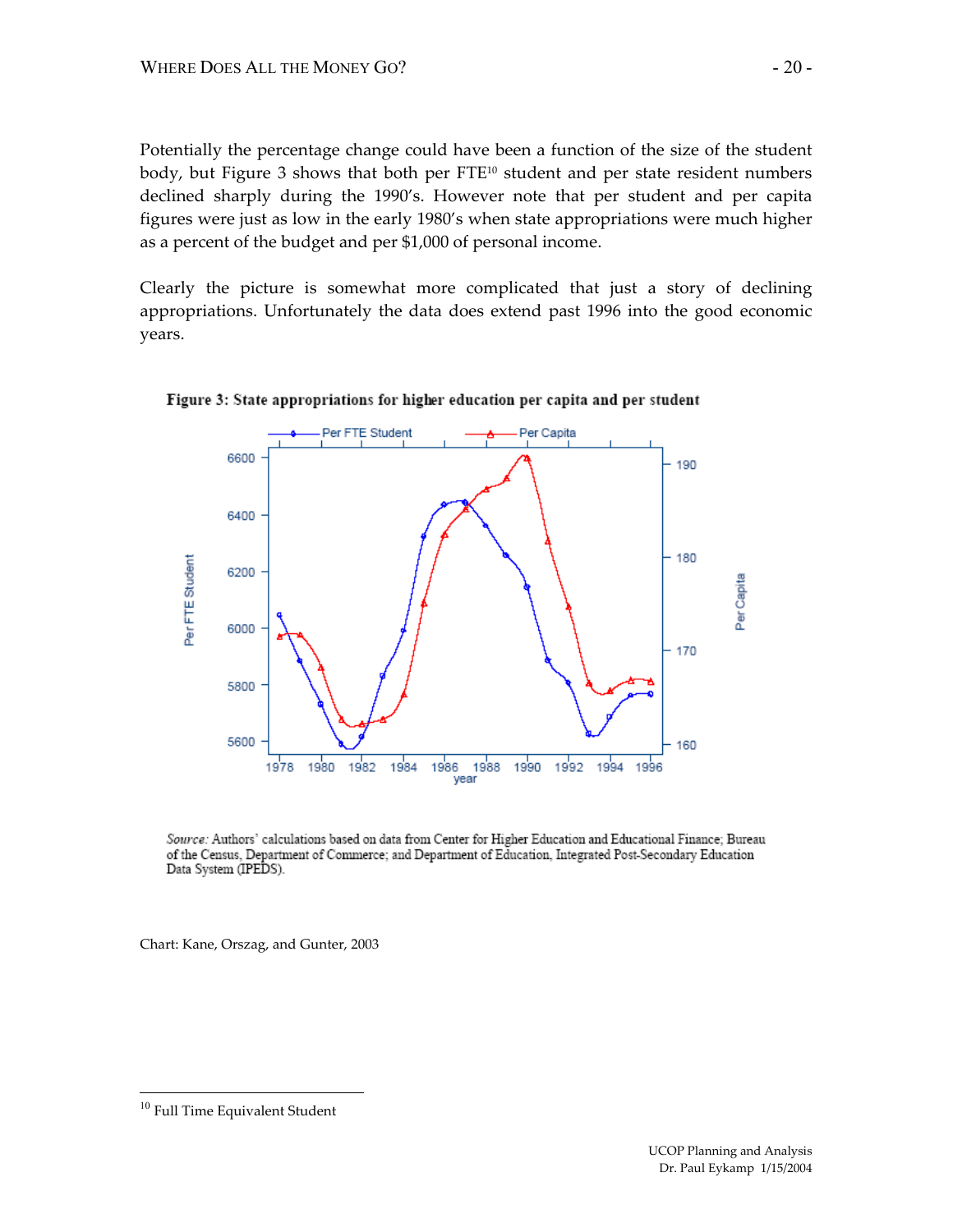Potentially the percentage change could have been a function of the size of the student body, but Figure 3 shows that both per FTE[10] student and per state resident numbers declined sharply during the 1990's. However note that per student and per capita figures were just as low in the early 1980's when state appropriations were much higher as a percent of the budget and per $1,000 of personal income.

Clearly the picture is somewhat more complicated that just a story of declining appropriations. Unfortunately the data does extend past 1996 into the good economic years.

**Figure 3: State appropriations for higher education per capita and per student**

*Source:* Authors' calculations based on data from Center for Higher Education and Educational Finance; Bureau of the Census, Department of Commerce; and Department of Education, Integrated Post-Secondary Education Data System (IPEDS).

Chart: Kane, Orszag, and Gunter, 2003

---

[10] Full Time Equivalent Student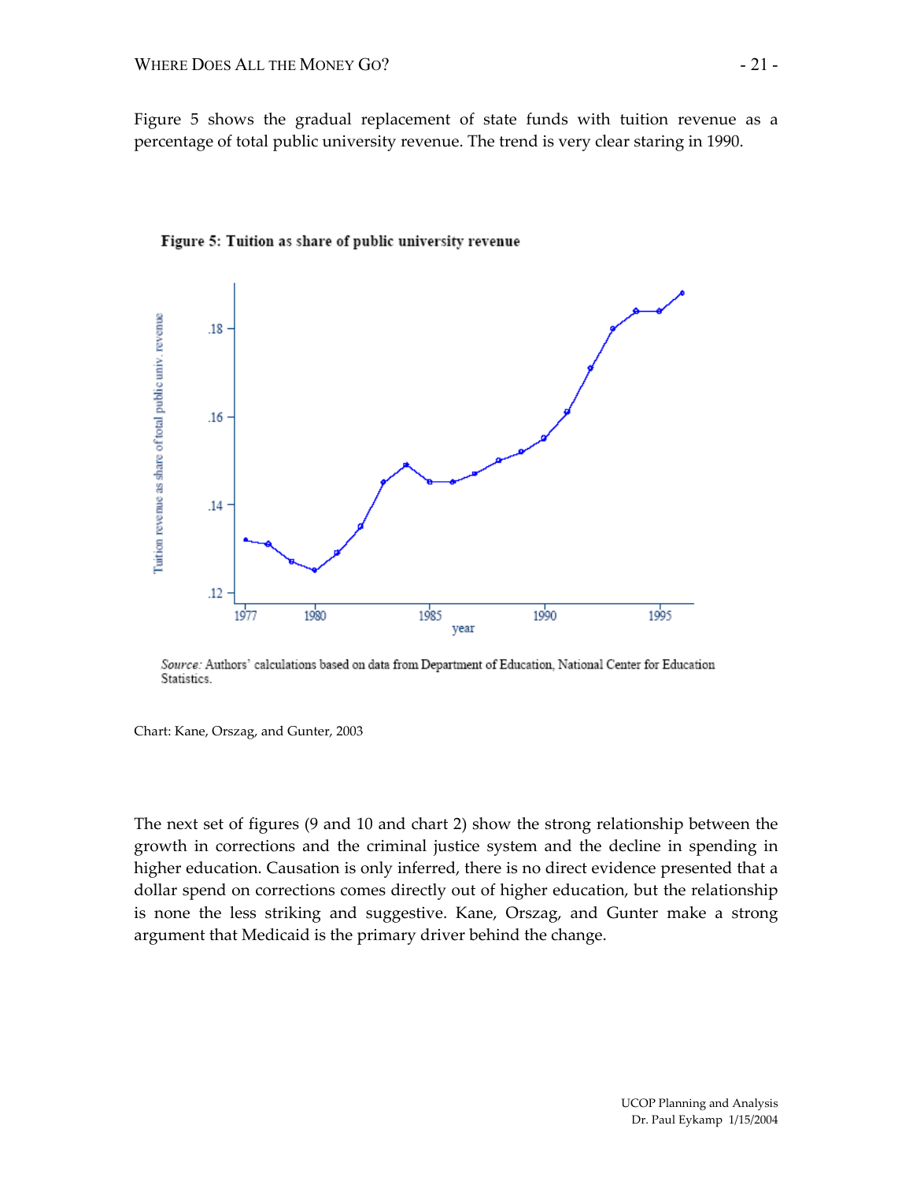Figure 5 shows the gradual replacement of state funds with tuition revenue as a percentage of total public university revenue. The trend is very clear staring in 1990.

**Figure 5: Tuition as share of public university revenue**

*Source:* Authors' calculations based on data from Department of Education, National Center for Education Statistics.

Chart: Kane, Orszag, and Gunter, 2003

The next set of figures (9 and 10 and chart 2) show the strong relationship between the growth in corrections and the criminal justice system and the decline in spending in higher education. Causation is only inferred, there is no direct evidence presented that a dollar spend on corrections comes directly out of higher education, but the relationship is none the less striking and suggestive. Kane, Orszag, and Gunter make a strong argument that Medicaid is the primary driver behind the change.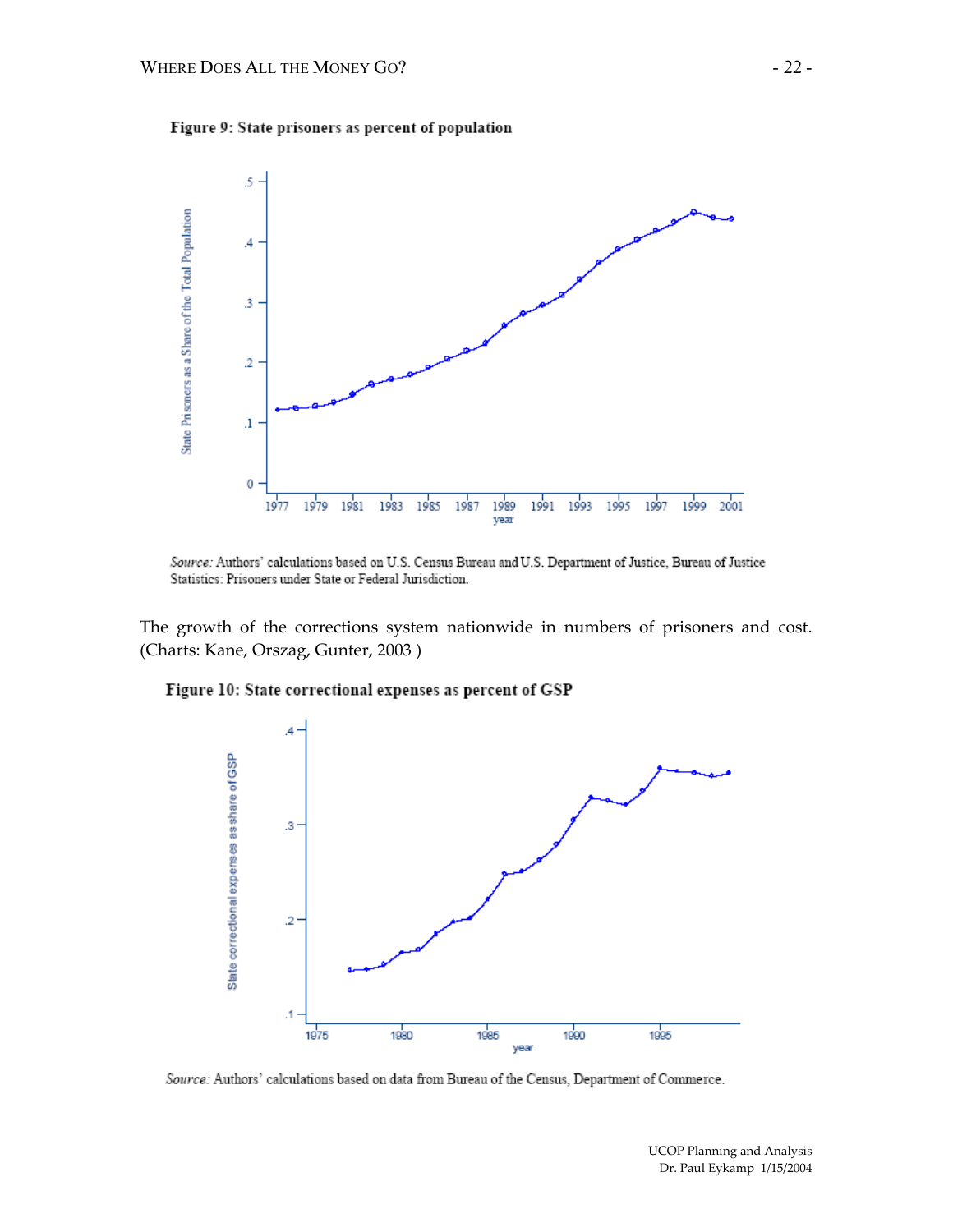**Figure 9: State prisoners as percent of population**

*Source:* Authors' calculations based on U.S. Census Bureau and U.S. Department of Justice, Bureau of Justice Statistics: Prisoners under State or Federal Jurisdiction.

The growth of the corrections system nationwide in numbers of prisoners and cost. (Charts: Kane, Orszag, Gunter, 2003 )

**Figure 10: State correctional expenses as percent of GSP**

*Source:* Authors' calculations based on data from Bureau of the Census, Department of Commerce.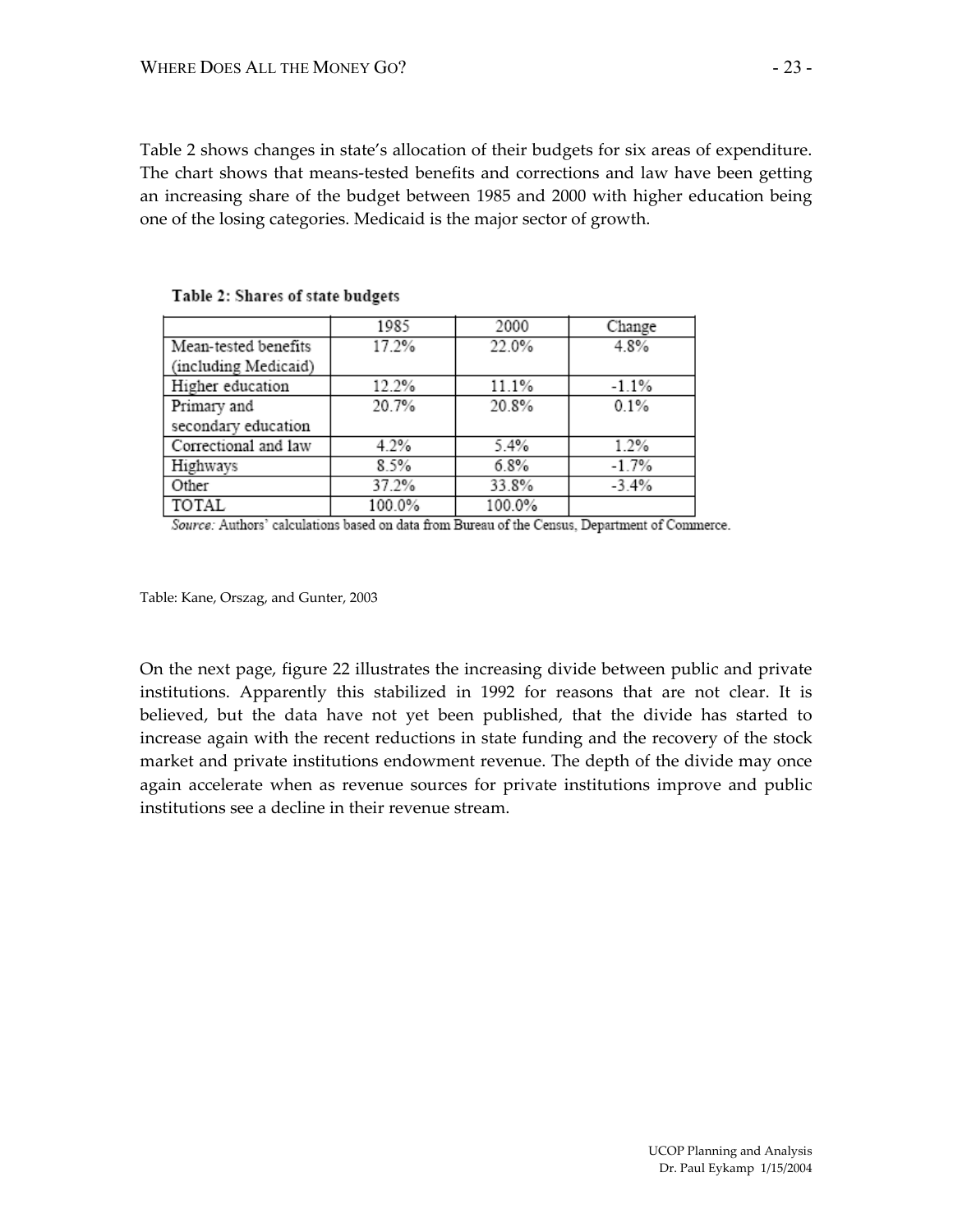Table 2 shows changes in state's allocation of their budgets for six areas of expenditure. The chart shows that means-tested benefits and corrections and law have been getting an increasing share of the budget between 1985 and 2000 with higher education being one of the losing categories. Medicaid is the major sector of growth.

**Table 2: Shares of state budgets**

| | 1985 | 2000 | Change |
|---|---|---|---|
| Mean-tested benefits (including Medicaid) | 17.2% | 22.0% | 4.8% |
| Higher education | 12.2% | 11.1% | -1.1% |
| Primary and secondary education | 20.7% | 20.8% | 0.1% |
| Correctional and law | 4.2% | 5.4% | 1.2% |
| Highways | 8.5% | 6.8% | -1.7% |
| Other | 37.2% | 33.8% | -3.4% |
| TOTAL | 100.0% | 100.0% | |

*Source:* Authors' calculations based on data from Bureau of the Census, Department of Commerce.

Table: Kane, Orszag, and Gunter, 2003

On the next page, figure 22 illustrates the increasing divide between public and private institutions. Apparently this stabilized in 1992 for reasons that are not clear. It is believed, but the data have not yet been published, that the divide has started to increase again with the recent reductions in state funding and the recovery of the stock market and private institutions endowment revenue. The depth of the divide may once again accelerate when as revenue sources for private institutions improve and public institutions see a decline in their revenue stream.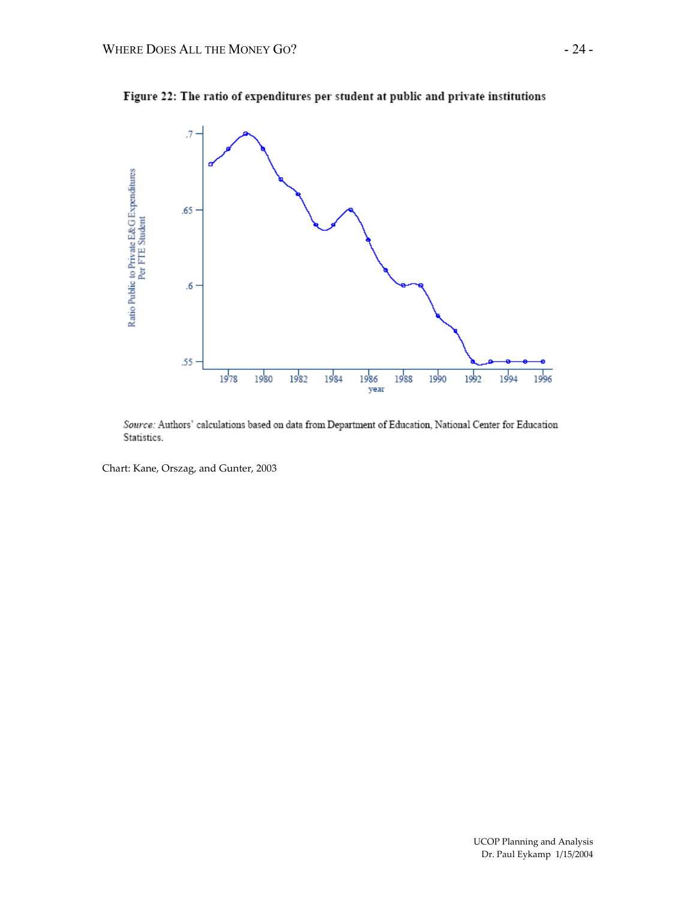**Figure 22: The ratio of expenditures per student at public and private institutions**

*Source:* Authors' calculations based on data from Department of Education, National Center for Education Statistics.

Chart: Kane, Orszag, and Gunter, 2003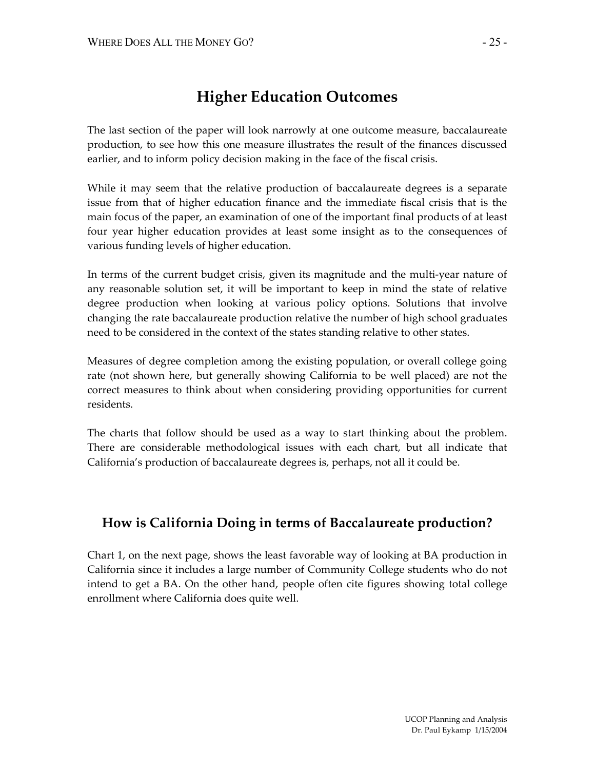# Higher Education Outcomes

The last section of the paper will look narrowly at one outcome measure, baccalaureate production, to see how this one measure illustrates the result of the finances discussed earlier, and to inform policy decision making in the face of the fiscal crisis.

While it may seem that the relative production of baccalaureate degrees is a separate issue from that of higher education finance and the immediate fiscal crisis that is the main focus of the paper, an examination of one of the important final products of at least four year higher education provides at least some insight as to the consequences of various funding levels of higher education.

In terms of the current budget crisis, given its magnitude and the multi-year nature of any reasonable solution set, it will be important to keep in mind the state of relative degree production when looking at various policy options. Solutions that involve changing the rate baccalaureate production relative the number of high school graduates need to be considered in the context of the states standing relative to other states.

Measures of degree completion among the existing population, or overall college going rate (not shown here, but generally showing California to be well placed) are not the correct measures to think about when considering providing opportunities for current residents.

The charts that follow should be used as a way to start thinking about the problem. There are considerable methodological issues with each chart, but all indicate that California's production of baccalaureate degrees is, perhaps, not all it could be.

## How is California Doing in terms of Baccalaureate production?

Chart 1, on the next page, shows the least favorable way of looking at BA production in California since it includes a large number of Community College students who do not intend to get a BA. On the other hand, people often cite figures showing total college enrollment where California does quite well.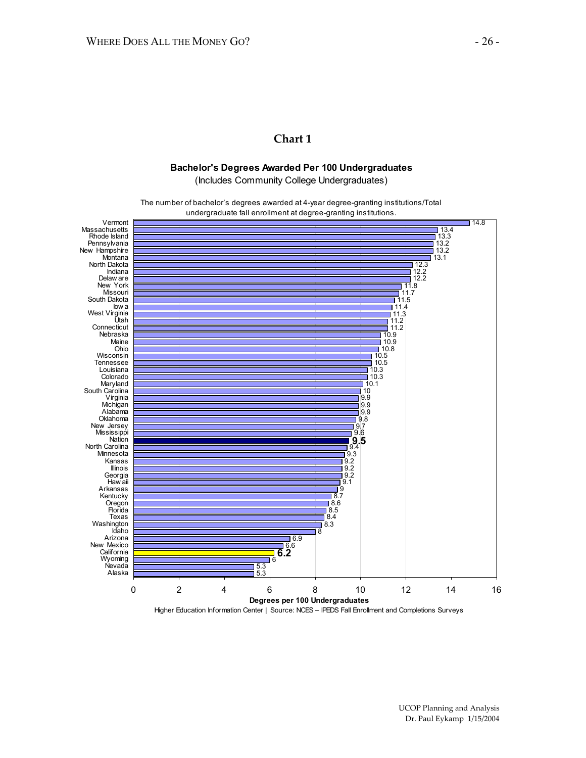## Chart 1

**Bachelor's Degrees Awarded Per 100 Undergraduates**

(Includes Community College Undergraduates)

The number of bachelor's degrees awarded at 4-year degree-granting institutions/Total undergraduate fall enrollment at degree-granting institutions.

| State | Degrees per 100 Undergraduates |
|---|---|
| Vermont | 14.8 |
| Massachusetts | 13.4 |
| Rhode Island | 13.3 |
| Pennsylvania | 13.2 |
| New Hampshire | 13.2 |
| Montana | 13.1 |
| North Dakota | 12.3 |
| Indiana | 12.2 |
| Delaware | 12.2 |
| New York | 11.8 |
| Missouri | 11.7 |
| South Dakota | 11.5 |
| Iowa | 11.4 |
| West Virginia | 11.3 |
| Utah | 11.2 |
| Connecticut | 11.2 |
| Nebraska | 10.9 |
| Maine | 10.9 |
| Ohio | 10.8 |
| Wisconsin | 10.5 |
| Tennessee | 10.5 |
| Louisiana | 10.3 |
| Colorado | 10.3 |
| Maryland | 10.1 |
| South Carolina | 10 |
| Virginia | 9.9 |
| Michigan | 9.9 |
| Alabama | 9.9 |
| Oklahoma | 9.8 |
| New Jersey | 9.7 |
| Mississippi | 9.6 |
| **Nation** | **9.5** |
| North Carolina | 9.4 |
| Minnesota | 9.3 |
| Kansas | 9.2 |
| Illinois | 9.2 |
| Georgia | 9.2 |
| Hawaii | 9.1 |
| Arkansas | 9 |
| Kentucky | 8.7 |
| Oregon | 8.6 |
| Florida | 8.5 |
| Texas | 8.4 |
| Washington | 8.3 |
| Idaho | 8 |
| Arizona | 6.9 |
| New Mexico | 6.6 |
| **California** | **6.2** |
| Wyoming | 6 |
| Nevada | 5.3 |
| Alaska | 5.3 |

Degrees per 100 Undergraduates

Higher Education Information Center | Source: NCES – IPEDS Fall Enrollment and Completions Surveys

UCOP Planning and Analysis
Dr. Paul Eykamp 1/15/2004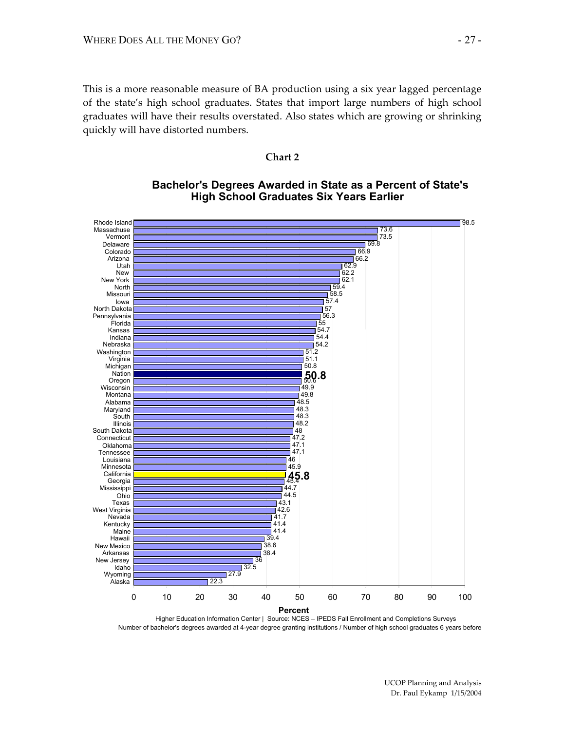This is a more reasonable measure of BA production using a six year lagged percentage of the state's high school graduates. States that import large numbers of high school graduates will have their results overstated. Also states which are growing or shrinking quickly will have distorted numbers.

**Chart 2**

**Bachelor's Degrees Awarded in State as a Percent of State's High School Graduates Six Years Earlier**

| State | Percent |
|---|---|
| Rhode Island | 98.5 |
| Massachuse | 73.6 |
| Vermont | 73.5 |
| Delaware | 69.8 |
| Colorado | 66.9 |
| Arizona | 66.2 |
| Utah | 62.9 |
| New | 62.2 |
| New York | 62.1 |
| North | 59.4 |
| Missouri | 58.5 |
| Iowa | 57.4 |
| North Dakota | 57 |
| Pennsylvania | 56.3 |
| Florida | 55 |
| Kansas | 54.7 |
| Indiana | 54.4 |
| Nebraska | 54.2 |
| Washington | 51.2 |
| Virginia | 51.1 |
| Michigan | 50.8 |
| **Nation** | **50.8** |
| Oregon | 50.6 |
| Wisconsin | 49.9 |
| Montana | 49.8 |
| Alabama | 48.5 |
| Maryland | 48.3 |
| South | 48.3 |
| Illinois | 48.2 |
| South Dakota | 48 |
| Connecticut | 47.2 |
| Oklahoma | 47.1 |
| Tennessee | 47.1 |
| Louisiana | 46 |
| Minnesota | 45.9 |
| **California** | **45.8** |
| Georgia | 45.4 |
| Mississippi | 44.7 |
| Ohio | 44.5 |
| Texas | 43.1 |
| West Virginia | 42.6 |
| Nevada | 41.7 |
| Kentucky | 41.4 |
| Maine | 41.4 |
| Hawaii | 39.4 |
| New Mexico | 38.6 |
| Arkansas | 38.4 |
| New Jersey | 36 |
| Idaho | 32.5 |
| Wyoming | 27.9 |
| Alaska | 22.3 |

Percent

Higher Education Information Center | Source: NCES – IPEDS Fall Enrollment and Completions Surveys
Number of bachelor's degrees awarded at 4-year degree granting institutions / Number of high school graduates 6 years before

UCOP Planning and Analysis
Dr. Paul Eykamp 1/15/2004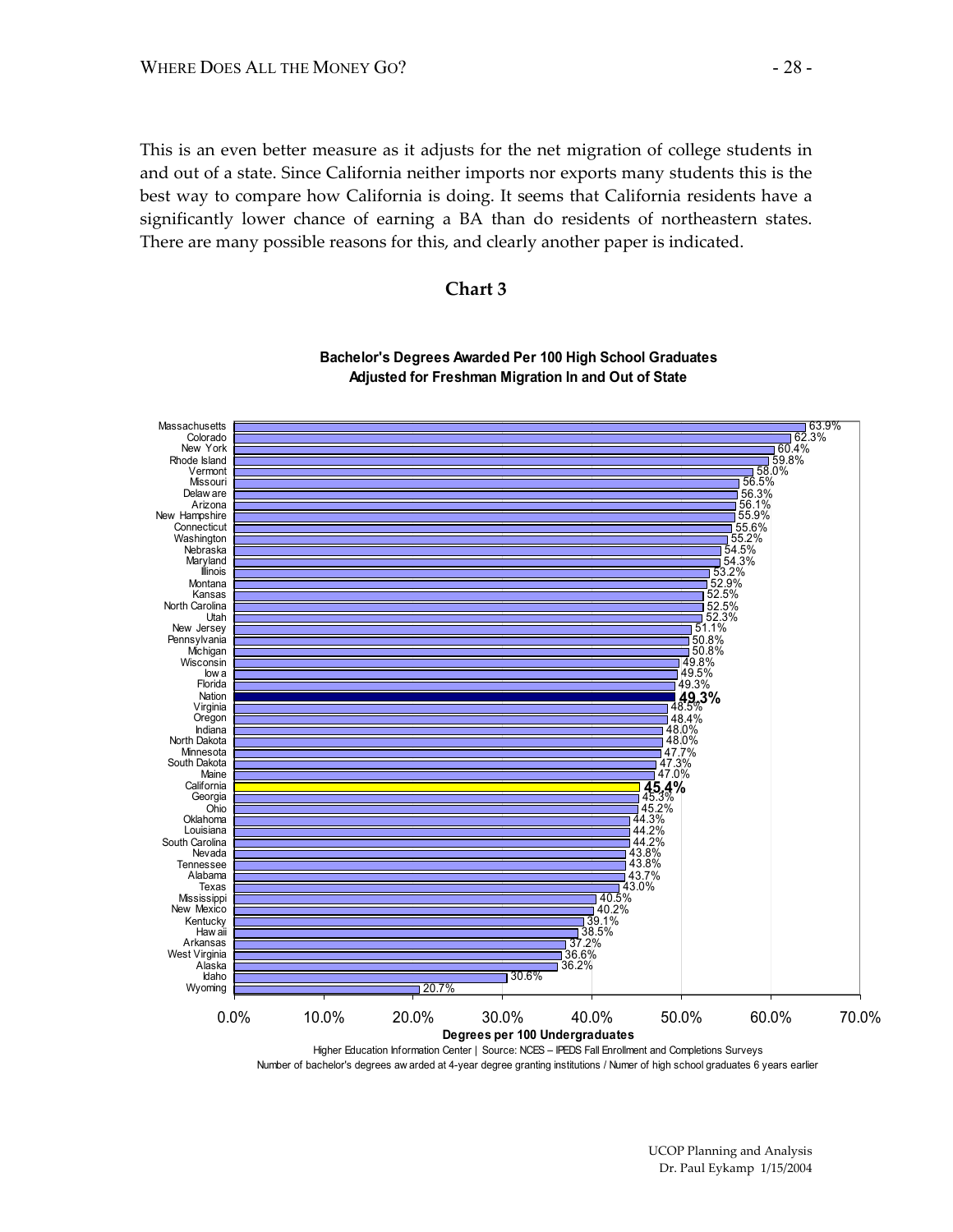This is an even better measure as it adjusts for the net migration of college students in and out of a state. Since California neither imports nor exports many students this is the best way to compare how California is doing. It seems that California residents have a significantly lower chance of earning a BA than do residents of northeastern states. There are many possible reasons for this, and clearly another paper is indicated.

## Chart 3

**Bachelor's Degrees Awarded Per 100 High School Graduates**
**Adjusted for Freshman Migration In and Out of State**

| State | Degrees per 100 Undergraduates |
|---|---|
| Massachusetts | 63.9% |
| Colorado | 62.3% |
| New York | 60.4% |
| Rhode Island | 59.8% |
| Vermont | 58.0% |
| Missouri | 56.5% |
| Delaware | 56.3% |
| Arizona | 56.1% |
| New Hampshire | 55.9% |
| Connecticut | 55.6% |
| Washington | 55.2% |
| Nebraska | 54.5% |
| Maryland | 54.3% |
| Illinois | 53.2% |
| Montana | 52.9% |
| Kansas | 52.5% |
| North Carolina | 52.5% |
| Utah | 52.3% |
| New Jersey | 51.1% |
| Pennsylvania | 50.8% |
| Michigan | 50.8% |
| Wisconsin | 49.8% |
| Iowa | 49.5% |
| Florida | 49.3% |
| **Nation** | **49.3%** |
| Virginia | 48.5% |
| Oregon | 48.4% |
| Indiana | 48.0% |
| North Dakota | 48.0% |
| Minnesota | 47.7% |
| South Dakota | 47.3% |
| Maine | 47.0% |
| **California** | **45.4%** |
| Georgia | 45.3% |
| Ohio | 45.2% |
| Oklahoma | 44.3% |
| Louisiana | 44.2% |
| South Carolina | 44.2% |
| Nevada | 43.8% |
| Tennessee | 43.8% |
| Alabama | 43.7% |
| Texas | 43.0% |
| Mississippi | 40.5% |
| New Mexico | 40.2% |
| Kentucky | 39.1% |
| Hawaii | 38.5% |
| Arkansas | 37.2% |
| West Virginia | 36.6% |
| Alaska | 36.2% |
| Idaho | 30.6% |
| Wyoming | 20.7% |

Degrees per 100 Undergraduates

Higher Education Information Center | Source: NCES – IPEDS Fall Enrollment and Completions Surveys

Number of bachelor's degrees awarded at 4-year degree granting institutions / Numer of high school graduates 6 years earlier

UCOP Planning and Analysis
Dr. Paul Eykamp 1/15/2004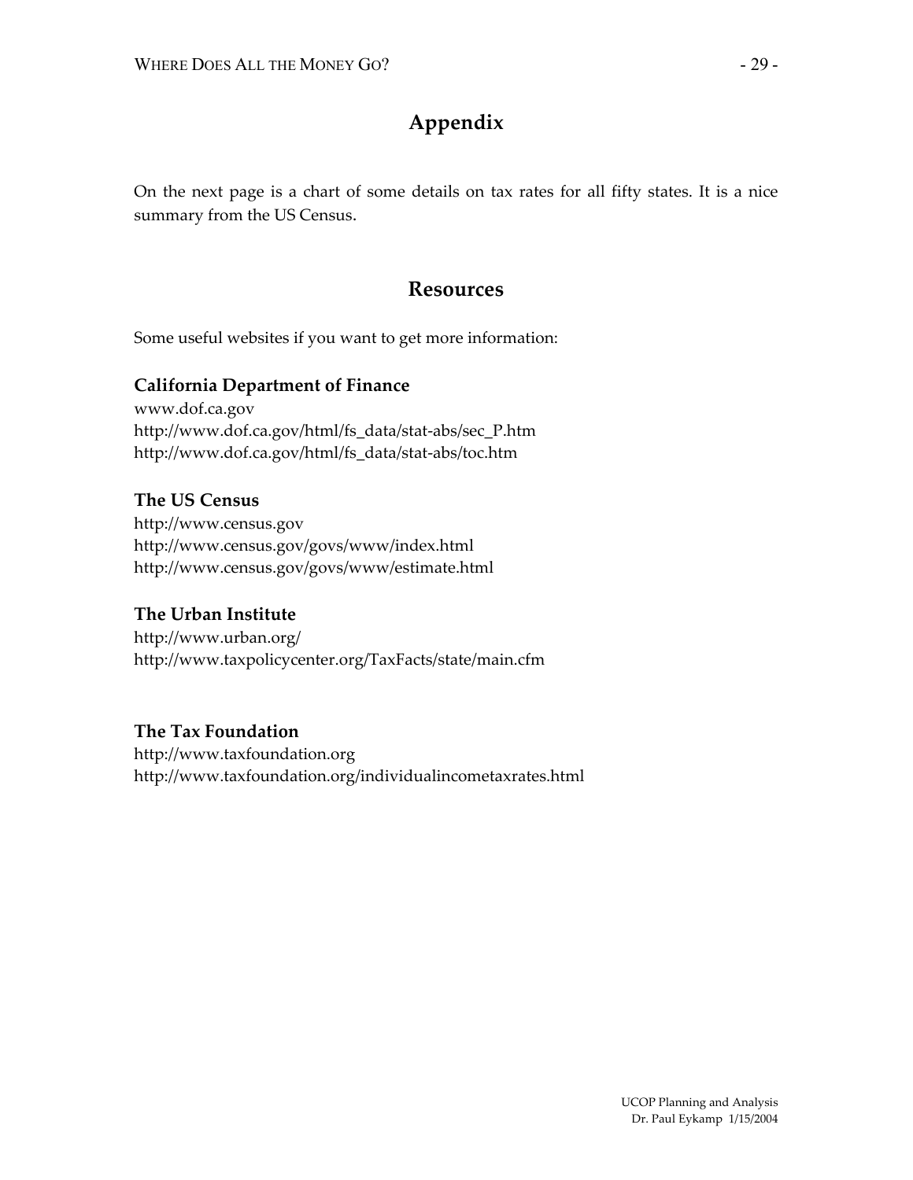# Appendix

On the next page is a chart of some details on tax rates for all fifty states. It is a nice summary from the US Census.

# Resources

Some useful websites if you want to get more information:

### California Department of Finance

www.dof.ca.gov
http://www.dof.ca.gov/html/fs_data/stat-abs/sec_P.htm
http://www.dof.ca.gov/html/fs_data/stat-abs/toc.htm

### The US Census

http://www.census.gov
http://www.census.gov/govs/www/index.html
http://www.census.gov/govs/www/estimate.html

### The Urban Institute

http://www.urban.org/
http://www.taxpolicycenter.org/TaxFacts/state/main.cfm

### The Tax Foundation

http://www.taxfoundation.org
http://www.taxfoundation.org/individualincometaxrates.html

UCOP Planning and Analysis
Dr. Paul Eykamp 1/15/2004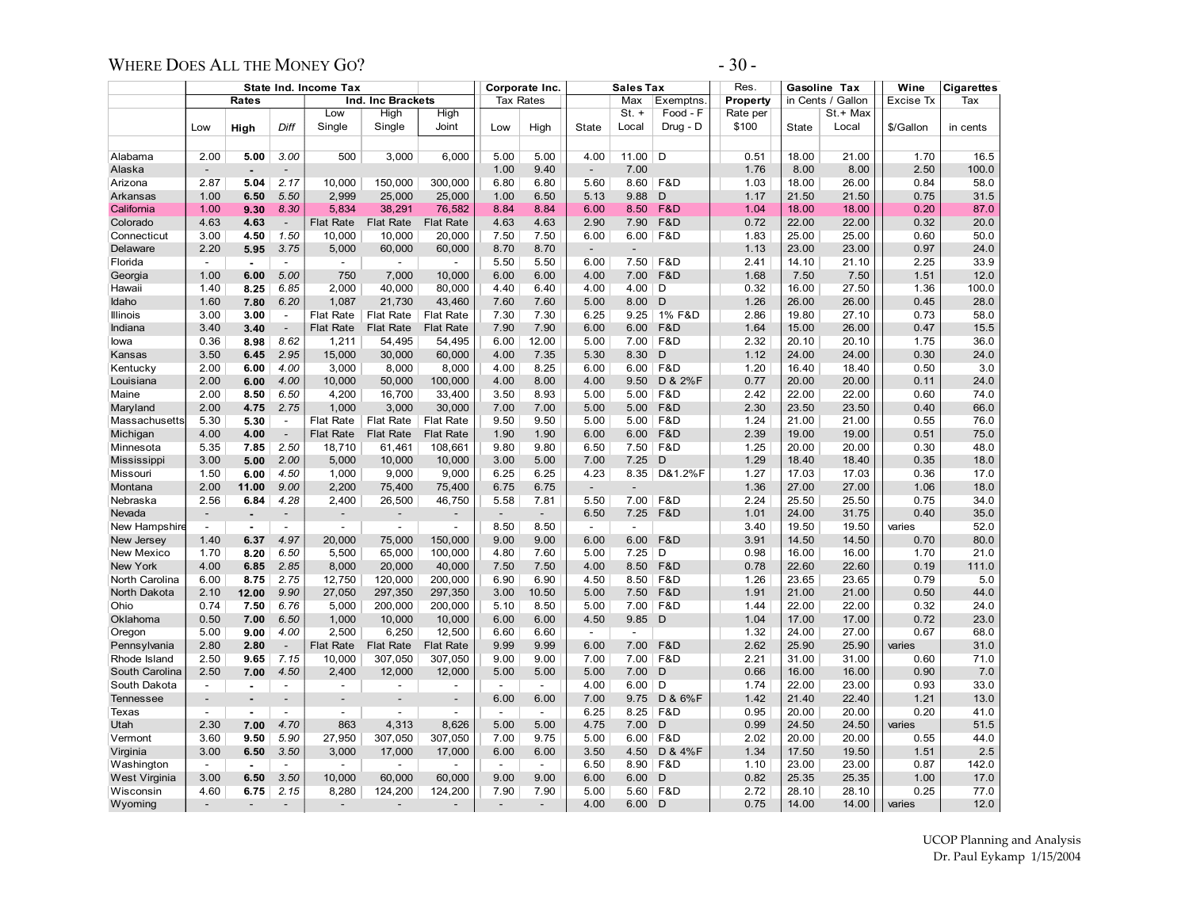| | State Ind. Income Tax | | | | | | Corporate Inc. | | Sales Tax | | | Res. | Gasoline Tax | | Wine | Cigarettes |
|---|---|---|---|---|---|---|---|---|---|---|---|---|---|---|---|---|
| | Rates | | | Ind. Inc Brackets | | | Tax Rates | | | Max | Exemptns. | Property | in Cents / Gallon | | Excise Tx | Tax |
| | | | | Low | High | High | | | | St. + | Food - F | Rate per | | St.+ Max | | |
| | Low | **High** | *Diff* | Single | Single | Joint | Low | High | State | Local | Drug - D | $100 | State | Local | $/Gallon | in cents |
| Alabama | 2.00 | **5.00** | *3.00* | 500 | 3,000 | 6,000 | 5.00 | 5.00 | 4.00 | 11.00 | D | 0.51 | 18.00 | 21.00 | 1.70 | 16.5 |
| Alaska | - | **-** | - | | | | 1.00 | 9.40 | - | 7.00 | | 1.76 | 8.00 | 8.00 | 2.50 | 100.0 |
| Arizona | 2.87 | **5.04** | *2.17* | 10,000 | 150,000 | 300,000 | 6.80 | 6.80 | 5.60 | 8.60 | F&D | 1.03 | 18.00 | 26.00 | 0.84 | 58.0 |
| Arkansas | 1.00 | **6.50** | *5.50* | 2,999 | 25,000 | 25,000 | 1.00 | 6.50 | 5.13 | 9.88 | D | 1.17 | 21.50 | 21.50 | 0.75 | 31.5 |
| California | 1.00 | **9.30** | *8.30* | 5,834 | 38,291 | 76,582 | 8.84 | 8.84 | 6.00 | 8.50 | F&D | 1.04 | 18.00 | 18.00 | 0.20 | 87.0 |
| Colorado | 4.63 | **4.63** | - | Flat Rate | Flat Rate | Flat Rate | 4.63 | 4.63 | 2.90 | 7.90 | F&D | 0.72 | 22.00 | 22.00 | 0.32 | 20.0 |
| Connecticut | 3.00 | **4.50** | *1.50* | 10,000 | 10,000 | 20,000 | 7.50 | 7.50 | 6.00 | 6.00 | F&D | 1.83 | 25.00 | 25.00 | 0.60 | 50.0 |
| Delaware | 2.20 | **5.95** | *3.75* | 5,000 | 60,000 | 60,000 | 8.70 | 8.70 | - | - | | 1.13 | 23.00 | 23.00 | 0.97 | 24.0 |
| Florida | - | **-** | - | - | - | - | 5.50 | 5.50 | 6.00 | 7.50 | F&D | 2.41 | 14.10 | 21.10 | 2.25 | 33.9 |
| Georgia | 1.00 | **6.00** | *5.00* | 750 | 7,000 | 10,000 | 6.00 | 6.00 | 4.00 | 7.00 | F&D | 1.68 | 7.50 | 7.50 | 1.51 | 12.0 |
| Hawaii | 1.40 | **8.25** | *6.85* | 2,000 | 40,000 | 80,000 | 4.40 | 6.40 | 4.00 | 4.00 | D | 0.32 | 16.00 | 27.50 | 1.36 | 100.0 |
| Idaho | 1.60 | **7.80** | *6.20* | 1,087 | 21,730 | 43,460 | 7.60 | 7.60 | 5.00 | 8.00 | D | 1.26 | 26.00 | 26.00 | 0.45 | 28.0 |
| Illinois | 3.00 | **3.00** | - | Flat Rate | Flat Rate | Flat Rate | 7.30 | 7.30 | 6.25 | 9.25 | 1% F&D | 2.86 | 19.80 | 27.10 | 0.73 | 58.0 |
| Indiana | 3.40 | **3.40** | - | Flat Rate | Flat Rate | Flat Rate | 7.90 | 7.90 | 6.00 | 6.00 | F&D | 1.64 | 15.00 | 26.00 | 0.47 | 15.5 |
| Iowa | 0.36 | **8.98** | *8.62* | 1,211 | 54,495 | 54,495 | 6.00 | 12.00 | 5.00 | 7.00 | F&D | 2.32 | 20.10 | 20.10 | 1.75 | 36.0 |
| Kansas | 3.50 | **6.45** | *2.95* | 15,000 | 30,000 | 60,000 | 4.00 | 7.35 | 5.30 | 8.30 | D | 1.12 | 24.00 | 24.00 | 0.30 | 24.0 |
| Kentucky | 2.00 | **6.00** | *4.00* | 3,000 | 8,000 | 8,000 | 4.00 | 8.25 | 6.00 | 6.00 | F&D | 1.20 | 16.40 | 18.40 | 0.50 | 3.0 |
| Louisiana | 2.00 | **6.00** | *4.00* | 10,000 | 50,000 | 100,000 | 4.00 | 8.00 | 4.00 | 9.50 | D & 2%F | 0.77 | 20.00 | 20.00 | 0.11 | 24.0 |
| Maine | 2.00 | **8.50** | *6.50* | 4,200 | 16,700 | 33,400 | 3.50 | 8.93 | 5.00 | 5.00 | F&D | 2.42 | 22.00 | 22.00 | 0.60 | 74.0 |
| Maryland | 2.00 | **4.75** | *2.75* | 1,000 | 3,000 | 30,000 | 7.00 | 7.00 | 5.00 | 5.00 | F&D | 2.30 | 23.50 | 23.50 | 0.40 | 66.0 |
| Massachusetts | 5.30 | **5.30** | - | Flat Rate | Flat Rate | Flat Rate | 9.50 | 9.50 | 5.00 | 5.00 | F&D | 1.24 | 21.00 | 21.00 | 0.55 | 76.0 |
| Michigan | 4.00 | **4.00** | - | Flat Rate | Flat Rate | Flat Rate | 1.90 | 1.90 | 6.00 | 6.00 | F&D | 2.39 | 19.00 | 19.00 | 0.51 | 75.0 |
| Minnesota | 5.35 | **7.85** | *2.50* | 18,710 | 61,461 | 108,661 | 9.80 | 9.80 | 6.50 | 7.50 | F&D | 1.25 | 20.00 | 20.00 | 0.30 | 48.0 |
| Mississippi | 3.00 | **5.00** | *2.00* | 5,000 | 10,000 | 10,000 | 3.00 | 5.00 | 7.00 | 7.25 | D | 1.29 | 18.40 | 18.40 | 0.35 | 18.0 |
| Missouri | 1.50 | **6.00** | *4.50* | 1,000 | 9,000 | 9,000 | 6.25 | 6.25 | 4.23 | 8.35 | D&1.2%F | 1.27 | 17.03 | 17.03 | 0.36 | 17.0 |
| Montana | 2.00 | **11.00** | *9.00* | 2,200 | 75,400 | 75,400 | 6.75 | 6.75 | - | - | | 1.36 | 27.00 | 27.00 | 1.06 | 18.0 |
| Nebraska | 2.56 | **6.84** | *4.28* | 2,400 | 26,500 | 46,750 | 5.58 | 7.81 | 5.50 | 7.00 | F&D | 2.24 | 25.50 | 25.50 | 0.75 | 34.0 |
| Nevada | - | **-** | - | - | - | - | - | - | 6.50 | 7.25 | F&D | 1.01 | 24.00 | 31.75 | 0.40 | 35.0 |
| New Hampshire | - | **-** | - | - | - | - | 8.50 | 8.50 | - | - | | 3.40 | 19.50 | 19.50 | varies | 52.0 |
| New Jersey | 1.40 | **6.37** | *4.97* | 20,000 | 75,000 | 150,000 | 9.00 | 9.00 | 6.00 | 6.00 | F&D | 3.91 | 14.50 | 14.50 | 0.70 | 80.0 |
| New Mexico | 1.70 | **8.20** | *6.50* | 5,500 | 65,000 | 100,000 | 4.80 | 7.60 | 5.00 | 7.25 | D | 0.98 | 16.00 | 16.00 | 1.70 | 21.0 |
| New York | 4.00 | **6.85** | *2.85* | 8,000 | 20,000 | 40,000 | 7.50 | 7.50 | 4.00 | 8.50 | F&D | 0.78 | 22.60 | 22.60 | 0.19 | 111.0 |
| North Carolina | 6.00 | **8.75** | *2.75* | 12,750 | 120,000 | 200,000 | 6.90 | 6.90 | 4.50 | 8.50 | F&D | 1.26 | 23.65 | 23.65 | 0.79 | 5.0 |
| North Dakota | 2.10 | **12.00** | *9.90* | 27,050 | 297,350 | 297,350 | 3.00 | 10.50 | 5.00 | 7.50 | F&D | 1.91 | 21.00 | 21.00 | 0.50 | 44.0 |
| Ohio | 0.74 | **7.50** | *6.76* | 5,000 | 200,000 | 200,000 | 5.10 | 8.50 | 5.00 | 7.00 | F&D | 1.44 | 22.00 | 22.00 | 0.32 | 24.0 |
| Oklahoma | 0.50 | **7.00** | *6.50* | 1,000 | 10,000 | 10,000 | 6.00 | 6.00 | 4.50 | 9.85 | D | 1.04 | 17.00 | 17.00 | 0.72 | 23.0 |
| Oregon | 5.00 | **9.00** | *4.00* | 2,500 | 6,250 | 12,500 | 6.60 | 6.60 | - | - | | 1.32 | 24.00 | 27.00 | 0.67 | 68.0 |
| Pennsylvania | 2.80 | **2.80** | - | Flat Rate | Flat Rate | Flat Rate | 9.99 | 9.99 | 6.00 | 7.00 | F&D | 2.62 | 25.90 | 25.90 | varies | 31.0 |
| Rhode Island | 2.50 | **9.65** | *7.15* | 10,000 | 307,050 | 307,050 | 9.00 | 9.00 | 7.00 | 7.00 | F&D | 2.21 | 31.00 | 31.00 | 0.60 | 71.0 |
| South Carolina | 2.50 | **7.00** | *4.50* | 2,400 | 12,000 | 12,000 | 5.00 | 5.00 | 5.00 | 7.00 | D | 0.66 | 16.00 | 16.00 | 0.90 | 7.0 |
| South Dakota | - | **-** | - | - | - | - | - | - | 4.00 | 6.00 | D | 1.74 | 22.00 | 23.00 | 0.93 | 33.0 |
| Tennessee | - | **-** | - | - | - | - | 6.00 | 6.00 | 7.00 | 9.75 | D & 6%F | 1.42 | 21.40 | 22.40 | 1.21 | 13.0 |
| Texas | - | **-** | - | - | - | - | - | - | 6.25 | 8.25 | F&D | 0.95 | 20.00 | 20.00 | 0.20 | 41.0 |
| Utah | 2.30 | **7.00** | *4.70* | 863 | 4,313 | 8,626 | 5.00 | 5.00 | 4.75 | 7.00 | D | 0.99 | 24.50 | 24.50 | varies | 51.5 |
| Vermont | 3.60 | **9.50** | *5.90* | 27,950 | 307,050 | 307,050 | 7.00 | 9.75 | 5.00 | 6.00 | F&D | 2.02 | 20.00 | 20.00 | 0.55 | 44.0 |
| Virginia | 3.00 | **6.50** | *3.50* | 3,000 | 17,000 | 17,000 | 6.00 | 6.00 | 3.50 | 4.50 | D & 4%F | 1.34 | 17.50 | 19.50 | 1.51 | 2.5 |
| Washington | - | **-** | - | - | - | - | - | - | 6.50 | 8.90 | F&D | 1.10 | 23.00 | 23.00 | 0.87 | 142.0 |
| West Virginia | 3.00 | **6.50** | *3.50* | 10,000 | 60,000 | 60,000 | 9.00 | 9.00 | 6.00 | 6.00 | D | 0.82 | 25.35 | 25.35 | 1.00 | 17.0 |
| Wisconsin | 4.60 | **6.75** | *2.15* | 8,280 | 124,200 | 124,200 | 7.90 | 7.90 | 5.00 | 5.60 | F&D | 2.72 | 28.10 | 28.10 | 0.25 | 77.0 |
| Wyoming | - | - | - | - | - | - | - | - | 4.00 | 6.00 | D | 0.75 | 14.00 | 14.00 | varies | 12.0 |

UCOP Planning and Analysis
Dr. Paul Eykamp 1/15/2004